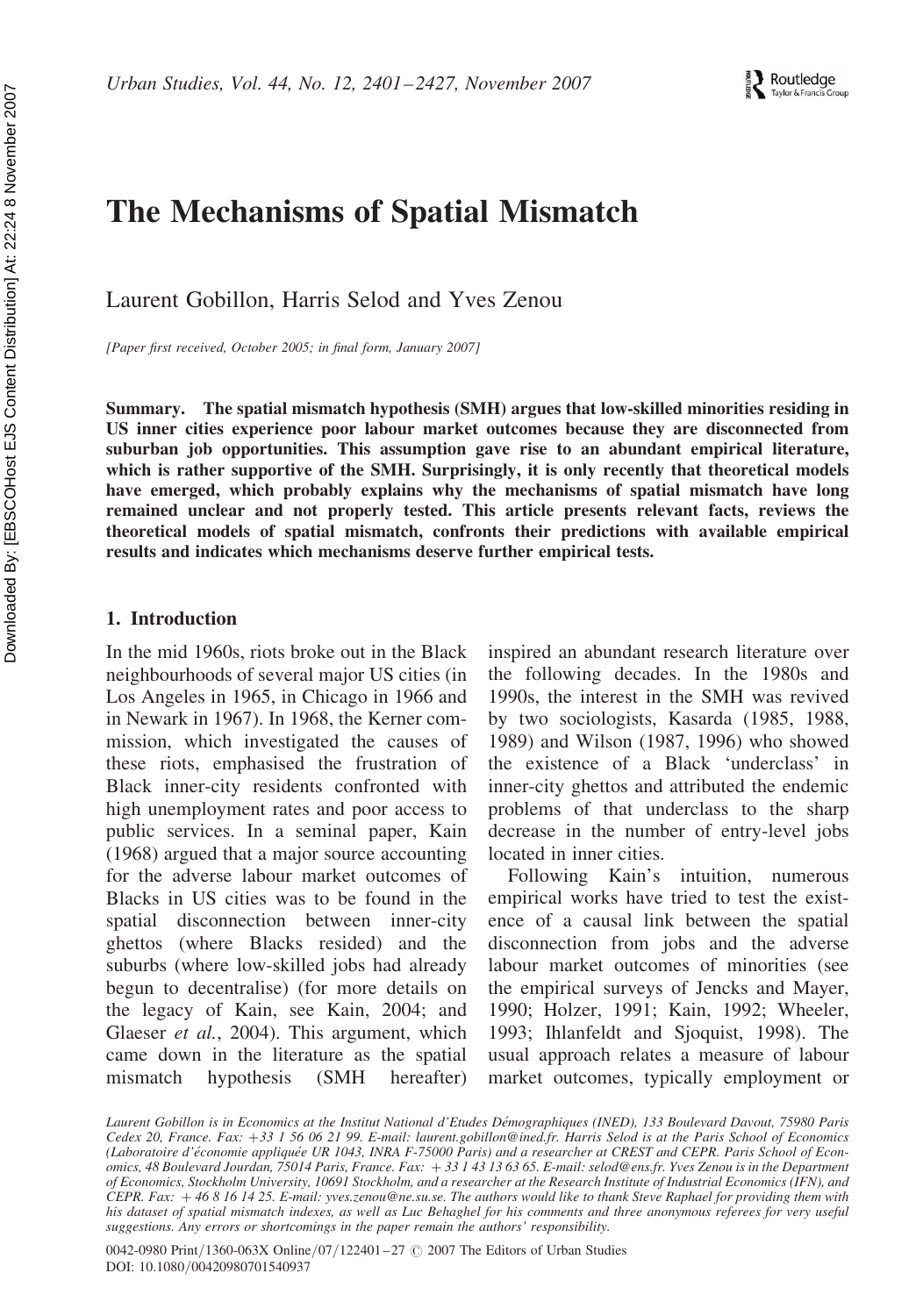# The Mechanisms of Spatial Mismatch

Laurent Gobillon, Harris Selod and Yves Zenou

*[Paper first received, October 2005; in final form, January 2007]*

**Summary. The spatial mismatch hypothesis (SMH) argues that low-skilled minorities residing in US inner cities experience poor labour market outcomes because they are disconnected from suburban job opportunities. This assumption gave rise to an abundant empirical literature, which is rather supportive of the SMH. Surprisingly, it is only recently that theoretical models have emerged, which probably explains why the mechanisms of spatial mismatch have long remained unclear and not properly tested. This article presents relevant facts, reviews the theoretical models of spatial mismatch, confronts their predictions with available empirical results and indicates which mechanisms deserve further empirical tests.**

## 1. Introduction

In the mid 1960s, riots broke out in the Black neighbourhoods of several major US cities (in Los Angeles in 1965, in Chicago in 1966 and in Newark in 1967). In 1968, the Kerner commission, which investigated the causes of these riots, emphasised the frustration of Black inner-city residents confronted with high unemployment rates and poor access to public services. In a seminal paper, Kain (1968) argued that a major source accounting for the adverse labour market outcomes of Blacks in US cities was to be found in the spatial disconnection between inner-city ghettos (where Blacks resided) and the suburbs (where low-skilled jobs had already begun to decentralise) (for more details on the legacy of Kain, see Kain, 2004; and Glaeser *et al.*, 2004). This argument, which came down in the literature as the spatial mismatch hypothesis (SMH hereafter) inspired an abundant research literature over the following decades. In the 1980s and 1990s, the interest in the SMH was revived by two sociologists, Kasarda (1985, 1988, 1989) and Wilson (1987, 1996) who showed the existence of a Black 'underclass' in inner-city ghettos and attributed the endemic problems of that underclass to the sharp decrease in the number of entry-level jobs located in inner cities.

Following Kain's intuition, numerous empirical works have tried to test the existence of a causal link between the spatial disconnection from jobs and the adverse labour market outcomes of minorities (see the empirical surveys of Jencks and Mayer, 1990; Holzer, 1991; Kain, 1992; Wheeler, 1993; Ihlanfeldt and Sjoquist, 1998). The usual approach relates a measure of labour market outcomes, typically employment or

*Laurent Gobillon is in Economics at the Institut National d'Etudes Démographiques (INED), 133 Boulevard Davout, 75980 Paris Cedex 20, France. Fax: +33 1 56 06 21 99. E-mail: laurent.gobillon@ined.fr. Harris Selod is at the Paris School of Economics (Laboratoire d'économie appliquée UR 1043, INRA F-75000 Paris) and a researcher at CREST and CEPR. Paris School of Economics, 48 Boulevard Jourdan, 75014 Paris, France. Fax: + 33 1 43 13 63 65. E-mail: selod@ens.fr. Yves Zenou is in the Department of Economics, Stockholm University, 10691 Stockholm, and a researcher at the Research Institute of Industrial Economics (IFN), and CEPR. Fax: + 46 8 16 14 25. E-mail: yves.zenou@ne.su.se. The authors would like to thank Steve Raphael for providing them with his dataset of spatial mismatch indexes, as well as Luc Behaghel for his comments and three anonymous referees for very useful suggestions. Any errors or shortcomings in the paper remain the authors' responsibility.*

0042-0980 Print/1360-063X Online/07/122401–27 © 2007 The Editors of Urban Studies
DOI: 10.1080/00420980701540937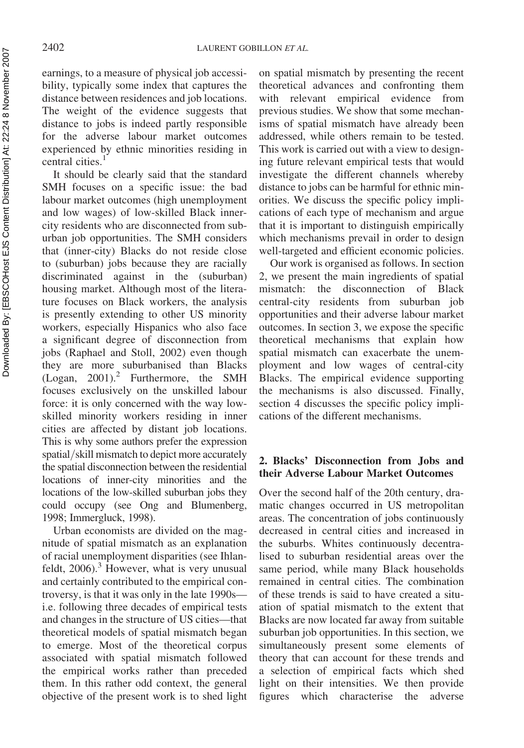earnings, to a measure of physical job accessibility, typically some index that captures the distance between residences and job locations. The weight of the evidence suggests that distance to jobs is indeed partly responsible for the adverse labour market outcomes experienced by ethnic minorities residing in central cities.[1]

It should be clearly said that the standard SMH focuses on a specific issue: the bad labour market outcomes (high unemployment and low wages) of low-skilled Black inner-city residents who are disconnected from suburban job opportunities. The SMH considers that (inner-city) Blacks do not reside close to (suburban) jobs because they are racially discriminated against in the (suburban) housing market. Although most of the literature focuses on Black workers, the analysis is presently extending to other US minority workers, especially Hispanics who also face a significant degree of disconnection from jobs (Raphael and Stoll, 2002) even though they are more suburbanised than Blacks (Logan, 2001).[2] Furthermore, the SMH focuses exclusively on the unskilled labour force: it is only concerned with the way low-skilled minority workers residing in inner cities are affected by distant job locations. This is why some authors prefer the expression spatial/skill mismatch to depict more accurately the spatial disconnection between the residential locations of inner-city minorities and the locations of the low-skilled suburban jobs they could occupy (see Ong and Blumenberg, 1998; Immergluck, 1998).

Urban economists are divided on the magnitude of spatial mismatch as an explanation of racial unemployment disparities (see Ihlanfeldt, 2006).[3] However, what is very unusual and certainly contributed to the empirical controversy, is that it was only in the late 1990s—i.e. following three decades of empirical tests and changes in the structure of US cities—that theoretical models of spatial mismatch began to emerge. Most of the theoretical corpus associated with spatial mismatch followed the empirical works rather than preceded them. In this rather odd context, the general objective of the present work is to shed light on spatial mismatch by presenting the recent theoretical advances and confronting them with relevant empirical evidence from previous studies. We show that some mechanisms of spatial mismatch have already been addressed, while others remain to be tested. This work is carried out with a view to designing future relevant empirical tests that would investigate the different channels whereby distance to jobs can be harmful for ethnic minorities. We discuss the specific policy implications of each type of mechanism and argue that it is important to distinguish empirically which mechanisms prevail in order to design well-targeted and efficient economic policies.

Our work is organised as follows. In section 2, we present the main ingredients of spatial mismatch: the disconnection of Black central-city residents from suburban job opportunities and their adverse labour market outcomes. In section 3, we expose the specific theoretical mechanisms that explain how spatial mismatch can exacerbate the unemployment and low wages of central-city Blacks. The empirical evidence supporting the mechanisms is also discussed. Finally, section 4 discusses the specific policy implications of the different mechanisms.

## 2. Blacks' Disconnection from Jobs and their Adverse Labour Market Outcomes

Over the second half of the 20th century, dramatic changes occurred in US metropolitan areas. The concentration of jobs continuously decreased in central cities and increased in the suburbs. Whites continuously decentralised to suburban residential areas over the same period, while many Black households remained in central cities. The combination of these trends is said to have created a situation of spatial mismatch to the extent that Blacks are now located far away from suitable suburban job opportunities. In this section, we simultaneously present some elements of theory that can account for these trends and a selection of empirical facts which shed light on their intensities. We then provide figures which characterise the adverse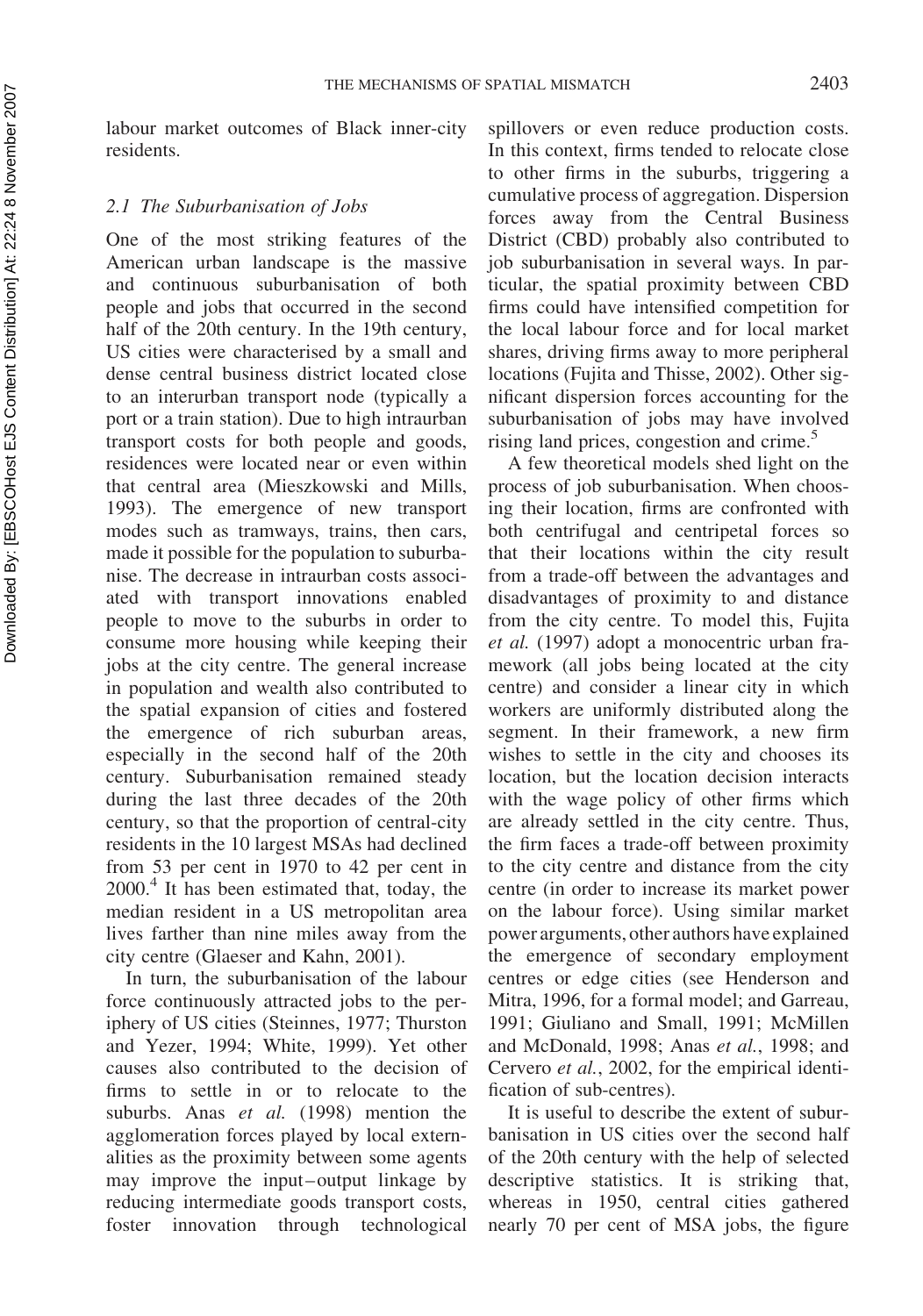labour market outcomes of Black inner-city residents.

### 2.1 The Suburbanisation of Jobs

One of the most striking features of the American urban landscape is the massive and continuous suburbanisation of both people and jobs that occurred in the second half of the 20th century. In the 19th century, US cities were characterised by a small and dense central business district located close to an interurban transport node (typically a port or a train station). Due to high intraurban transport costs for both people and goods, residences were located near or even within that central area (Mieszkowski and Mills, 1993). The emergence of new transport modes such as tramways, trains, then cars, made it possible for the population to suburbanise. The decrease in intraurban costs associated with transport innovations enabled people to move to the suburbs in order to consume more housing while keeping their jobs at the city centre. The general increase in population and wealth also contributed to the spatial expansion of cities and fostered the emergence of rich suburban areas, especially in the second half of the 20th century. Suburbanisation remained steady during the last three decades of the 20th century, so that the proportion of central-city residents in the 10 largest MSAs had declined from 53 per cent in 1970 to 42 per cent in 2000.[4] It has been estimated that, today, the median resident in a US metropolitan area lives farther than nine miles away from the city centre (Glaeser and Kahn, 2001).

In turn, the suburbanisation of the labour force continuously attracted jobs to the periphery of US cities (Steinnes, 1977; Thurston and Yezer, 1994; White, 1999). Yet other causes also contributed to the decision of firms to settle in or to relocate to the suburbs. Anas *et al.* (1998) mention the agglomeration forces played by local externalities as the proximity between some agents may improve the input–output linkage by reducing intermediate goods transport costs, foster innovation through technological spillovers or even reduce production costs. In this context, firms tended to relocate close to other firms in the suburbs, triggering a cumulative process of aggregation. Dispersion forces away from the Central Business District (CBD) probably also contributed to job suburbanisation in several ways. In particular, the spatial proximity between CBD firms could have intensified competition for the local labour force and for local market shares, driving firms away to more peripheral locations (Fujita and Thisse, 2002). Other significant dispersion forces accounting for the suburbanisation of jobs may have involved rising land prices, congestion and crime.[5]

A few theoretical models shed light on the process of job suburbanisation. When choosing their location, firms are confronted with both centrifugal and centripetal forces so that their locations within the city result from a trade-off between the advantages and disadvantages of proximity to and distance from the city centre. To model this, Fujita *et al.* (1997) adopt a monocentric urban framework (all jobs being located at the city centre) and consider a linear city in which workers are uniformly distributed along the segment. In their framework, a new firm wishes to settle in the city and chooses its location, but the location decision interacts with the wage policy of other firms which are already settled in the city centre. Thus, the firm faces a trade-off between proximity to the city centre and distance from the city centre (in order to increase its market power on the labour force). Using similar market power arguments, other authors have explained the emergence of secondary employment centres or edge cities (see Henderson and Mitra, 1996, for a formal model; and Garreau, 1991; Giuliano and Small, 1991; McMillen and McDonald, 1998; Anas *et al.*, 1998; and Cervero *et al.*, 2002, for the empirical identification of sub-centres).

It is useful to describe the extent of suburbanisation in US cities over the second half of the 20th century with the help of selected descriptive statistics. It is striking that, whereas in 1950, central cities gathered nearly 70 per cent of MSA jobs, the figure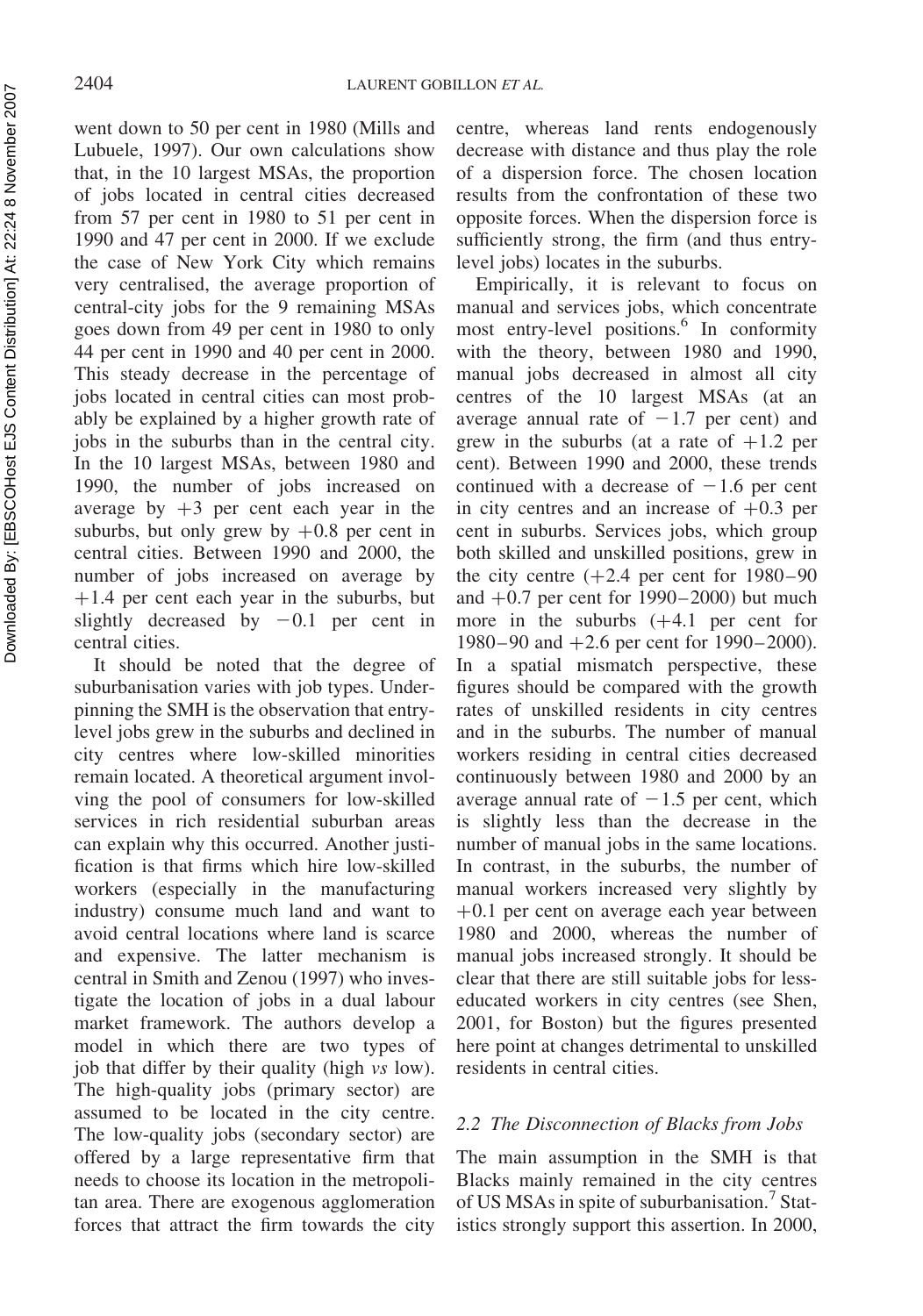went down to 50 per cent in 1980 (Mills and Lubuele, 1997). Our own calculations show that, in the 10 largest MSAs, the proportion of jobs located in central cities decreased from 57 per cent in 1980 to 51 per cent in 1990 and 47 per cent in 2000. If we exclude the case of New York City which remains very centralised, the average proportion of central-city jobs for the 9 remaining MSAs goes down from 49 per cent in 1980 to only 44 per cent in 1990 and 40 per cent in 2000. This steady decrease in the percentage of jobs located in central cities can most probably be explained by a higher growth rate of jobs in the suburbs than in the central city. In the 10 largest MSAs, between 1980 and 1990, the number of jobs increased on average by +3 per cent each year in the suburbs, but only grew by +0.8 per cent in central cities. Between 1990 and 2000, the number of jobs increased on average by +1.4 per cent each year in the suburbs, but slightly decreased by −0.1 per cent in central cities.

It should be noted that the degree of suburbanisation varies with job types. Underpinning the SMH is the observation that entry-level jobs grew in the suburbs and declined in city centres where low-skilled minorities remain located. A theoretical argument involving the pool of consumers for low-skilled services in rich residential suburban areas can explain why this occurred. Another justification is that firms which hire low-skilled workers (especially in the manufacturing industry) consume much land and want to avoid central locations where land is scarce and expensive. The latter mechanism is central in Smith and Zenou (1997) who investigate the location of jobs in a dual labour market framework. The authors develop a model in which there are two types of job that differ by their quality (high *vs* low). The high-quality jobs (primary sector) are assumed to be located in the city centre. The low-quality jobs (secondary sector) are offered by a large representative firm that needs to choose its location in the metropolitan area. There are exogenous agglomeration forces that attract the firm towards the city centre, whereas land rents endogenously decrease with distance and thus play the role of a dispersion force. The chosen location results from the confrontation of these two opposite forces. When the dispersion force is sufficiently strong, the firm (and thus entry-level jobs) locates in the suburbs.

Empirically, it is relevant to focus on manual and services jobs, which concentrate most entry-level positions.[6] In conformity with the theory, between 1980 and 1990, manual jobs decreased in almost all city centres of the 10 largest MSAs (at an average annual rate of −1.7 per cent) and grew in the suburbs (at a rate of +1.2 per cent). Between 1990 and 2000, these trends continued with a decrease of −1.6 per cent in city centres and an increase of +0.3 per cent in suburbs. Services jobs, which group both skilled and unskilled positions, grew in the city centre (+2.4 per cent for 1980–90 and +0.7 per cent for 1990–2000) but much more in the suburbs (+4.1 per cent for 1980–90 and +2.6 per cent for 1990–2000). In a spatial mismatch perspective, these figures should be compared with the growth rates of unskilled residents in city centres and in the suburbs. The number of manual workers residing in central cities decreased continuously between 1980 and 2000 by an average annual rate of −1.5 per cent, which is slightly less than the decrease in the number of manual jobs in the same locations. In contrast, in the suburbs, the number of manual workers increased very slightly by +0.1 per cent on average each year between 1980 and 2000, whereas the number of manual jobs increased strongly. It should be clear that there are still suitable jobs for less-educated workers in city centres (see Shen, 2001, for Boston) but the figures presented here point at changes detrimental to unskilled residents in central cities.

### 2.2 The Disconnection of Blacks from Jobs

The main assumption in the SMH is that Blacks mainly remained in the city centres of US MSAs in spite of suburbanisation.[7] Statistics strongly support this assertion. In 2000,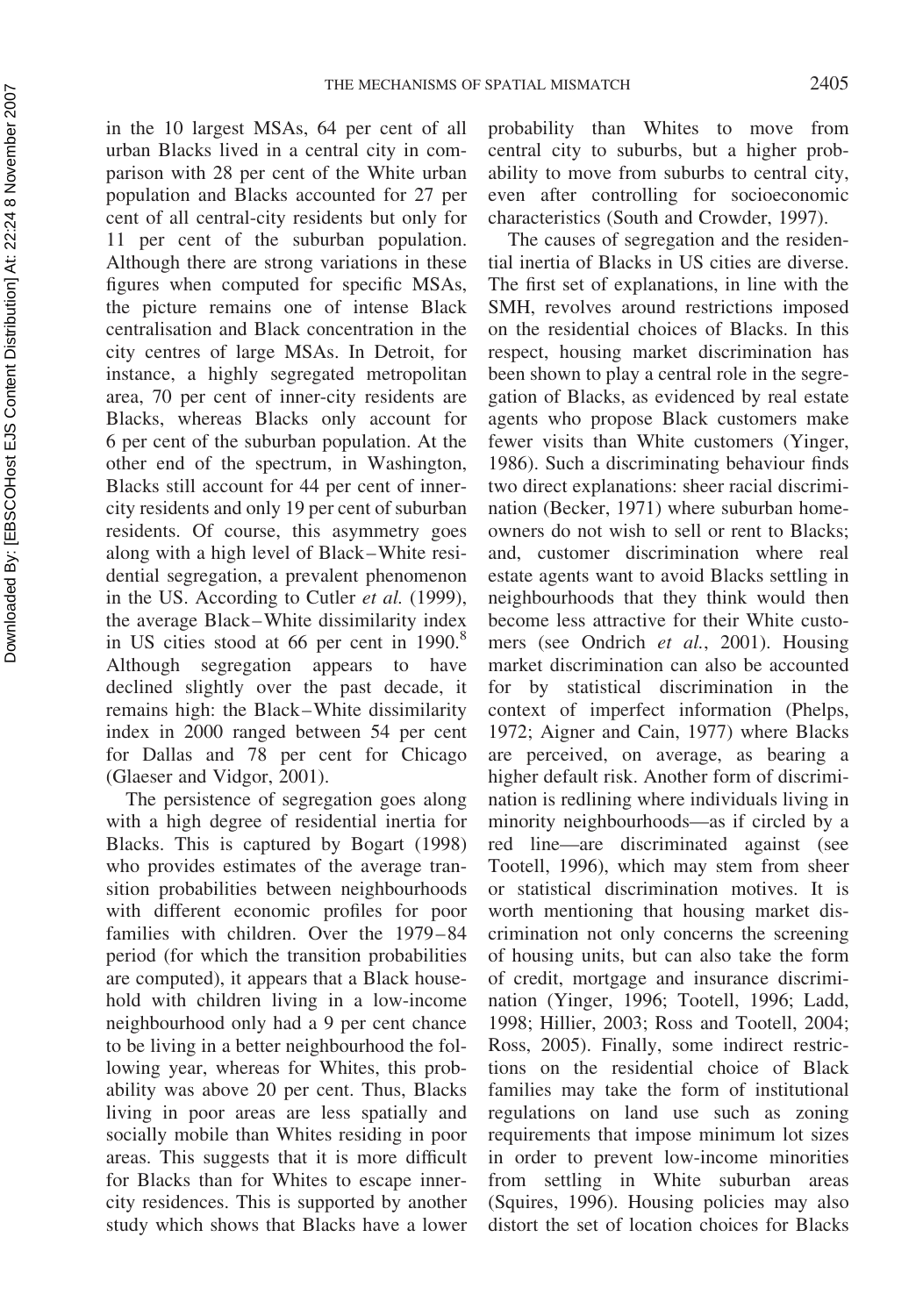in the 10 largest MSAs, 64 per cent of all urban Blacks lived in a central city in comparison with 28 per cent of the White urban population and Blacks accounted for 27 per cent of all central-city residents but only for 11 per cent of the suburban population. Although there are strong variations in these figures when computed for specific MSAs, the picture remains one of intense Black centralisation and Black concentration in the city centres of large MSAs. In Detroit, for instance, a highly segregated metropolitan area, 70 per cent of inner-city residents are Blacks, whereas Blacks only account for 6 per cent of the suburban population. At the other end of the spectrum, in Washington, Blacks still account for 44 per cent of inner-city residents and only 19 per cent of suburban residents. Of course, this asymmetry goes along with a high level of Black–White residential segregation, a prevalent phenomenon in the US. According to Cutler *et al.* (1999), the average Black–White dissimilarity index in US cities stood at 66 per cent in 1990.[8] Although segregation appears to have declined slightly over the past decade, it remains high: the Black–White dissimilarity index in 2000 ranged between 54 per cent for Dallas and 78 per cent for Chicago (Glaeser and Vidgor, 2001).

The persistence of segregation goes along with a high degree of residential inertia for Blacks. This is captured by Bogart (1998) who provides estimates of the average transition probabilities between neighbourhoods with different economic profiles for poor families with children. Over the 1979–84 period (for which the transition probabilities are computed), it appears that a Black household with children living in a low-income neighbourhood only had a 9 per cent chance to be living in a better neighbourhood the following year, whereas for Whites, this probability was above 20 per cent. Thus, Blacks living in poor areas are less spatially and socially mobile than Whites residing in poor areas. This suggests that it is more difficult for Blacks than for Whites to escape inner-city residences. This is supported by another study which shows that Blacks have a lower probability than Whites to move from central city to suburbs, but a higher probability to move from suburbs to central city, even after controlling for socioeconomic characteristics (South and Crowder, 1997).

The causes of segregation and the residential inertia of Blacks in US cities are diverse. The first set of explanations, in line with the SMH, revolves around restrictions imposed on the residential choices of Blacks. In this respect, housing market discrimination has been shown to play a central role in the segregation of Blacks, as evidenced by real estate agents who propose Black customers make fewer visits than White customers (Yinger, 1986). Such a discriminating behaviour finds two direct explanations: sheer racial discrimination (Becker, 1971) where suburban homeowners do not wish to sell or rent to Blacks; and, customer discrimination where real estate agents want to avoid Blacks settling in neighbourhoods that they think would then become less attractive for their White customers (see Ondrich *et al.*, 2001). Housing market discrimination can also be accounted for by statistical discrimination in the context of imperfect information (Phelps, 1972; Aigner and Cain, 1977) where Blacks are perceived, on average, as bearing a higher default risk. Another form of discrimination is redlining where individuals living in minority neighbourhoods—as if circled by a red line—are discriminated against (see Tootell, 1996), which may stem from sheer or statistical discrimination motives. It is worth mentioning that housing market discrimination not only concerns the screening of housing units, but can also take the form of credit, mortgage and insurance discrimination (Yinger, 1996; Tootell, 1996; Ladd, 1998; Hillier, 2003; Ross and Tootell, 2004; Ross, 2005). Finally, some indirect restrictions on the residential choice of Black families may take the form of institutional regulations on land use such as zoning requirements that impose minimum lot sizes in order to prevent low-income minorities from settling in White suburban areas (Squires, 1996). Housing policies may also distort the set of location choices for Blacks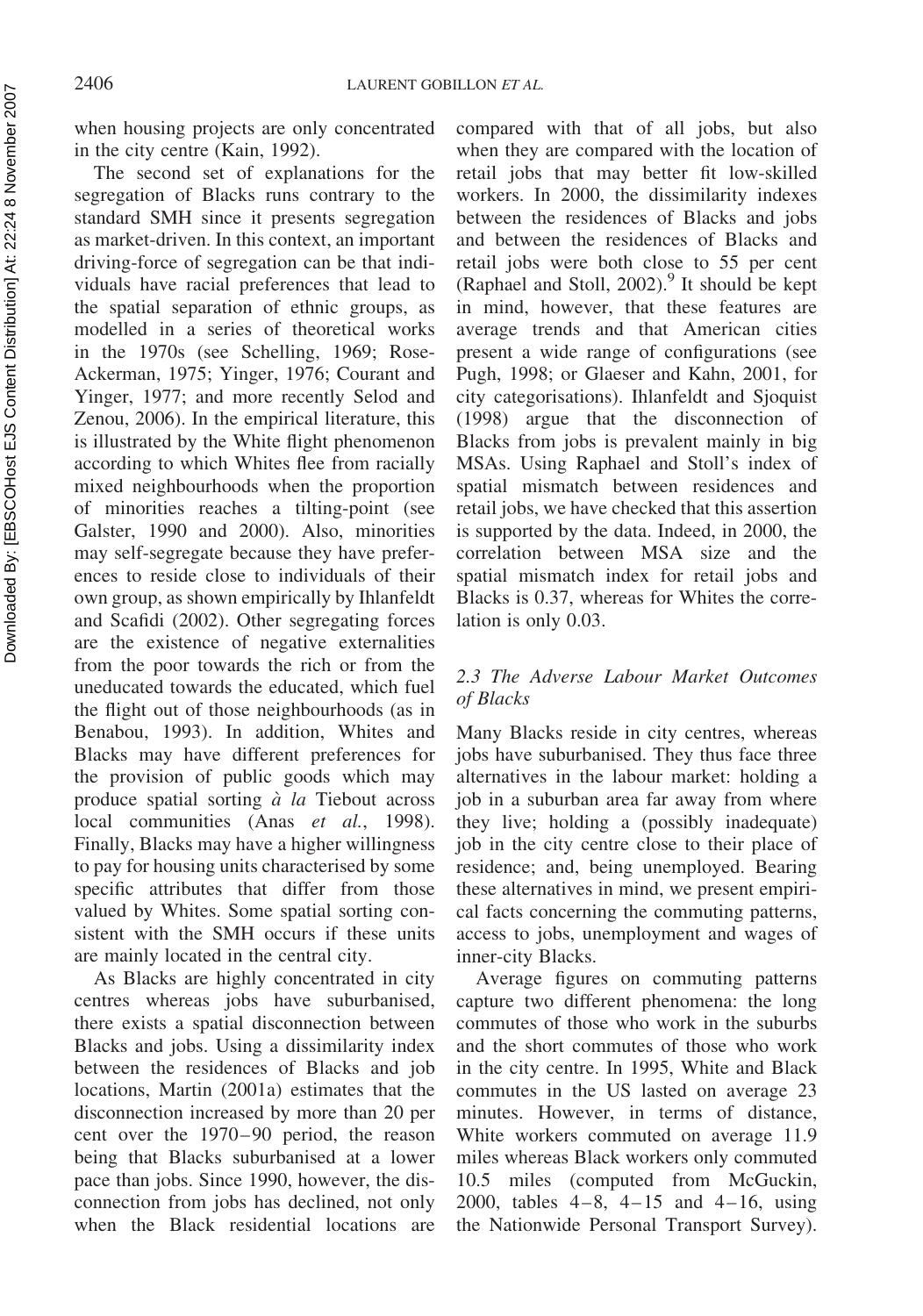when housing projects are only concentrated in the city centre (Kain, 1992).

The second set of explanations for the segregation of Blacks runs contrary to the standard SMH since it presents segregation as market-driven. In this context, an important driving-force of segregation can be that individuals have racial preferences that lead to the spatial separation of ethnic groups, as modelled in a series of theoretical works in the 1970s (see Schelling, 1969; Rose-Ackerman, 1975; Yinger, 1976; Courant and Yinger, 1977; and more recently Selod and Zenou, 2006). In the empirical literature, this is illustrated by the White flight phenomenon according to which Whites flee from racially mixed neighbourhoods when the proportion of minorities reaches a tilting-point (see Galster, 1990 and 2000). Also, minorities may self-segregate because they have preferences to reside close to individuals of their own group, as shown empirically by Ihlanfeldt and Scafidi (2002). Other segregating forces are the existence of negative externalities from the poor towards the rich or from the uneducated towards the educated, which fuel the flight out of those neighbourhoods (as in Benabou, 1993). In addition, Whites and Blacks may have different preferences for the provision of public goods which may produce spatial sorting *à la* Tiebout across local communities (Anas *et al.*, 1998). Finally, Blacks may have a higher willingness to pay for housing units characterised by some specific attributes that differ from those valued by Whites. Some spatial sorting consistent with the SMH occurs if these units are mainly located in the central city.

As Blacks are highly concentrated in city centres whereas jobs have suburbanised, there exists a spatial disconnection between Blacks and jobs. Using a dissimilarity index between the residences of Blacks and job locations, Martin (2001a) estimates that the disconnection increased by more than 20 per cent over the 1970–90 period, the reason being that Blacks suburbanised at a lower pace than jobs. Since 1990, however, the disconnection from jobs has declined, not only when the Black residential locations are compared with that of all jobs, but also when they are compared with the location of retail jobs that may better fit low-skilled workers. In 2000, the dissimilarity indexes between the residences of Blacks and jobs and between the residences of Blacks and retail jobs were both close to 55 per cent (Raphael and Stoll, 2002).[9] It should be kept in mind, however, that these features are average trends and that American cities present a wide range of configurations (see Pugh, 1998; or Glaeser and Kahn, 2001, for city categorisations). Ihlanfeldt and Sjoquist (1998) argue that the disconnection of Blacks from jobs is prevalent mainly in big MSAs. Using Raphael and Stoll's index of spatial mismatch between residences and retail jobs, we have checked that this assertion is supported by the data. Indeed, in 2000, the correlation between MSA size and the spatial mismatch index for retail jobs and Blacks is 0.37, whereas for Whites the correlation is only 0.03.

### *2.3 The Adverse Labour Market Outcomes of Blacks*

Many Blacks reside in city centres, whereas jobs have suburbanised. They thus face three alternatives in the labour market: holding a job in a suburban area far away from where they live; holding a (possibly inadequate) job in the city centre close to their place of residence; and, being unemployed. Bearing these alternatives in mind, we present empirical facts concerning the commuting patterns, access to jobs, unemployment and wages of inner-city Blacks.

Average figures on commuting patterns capture two different phenomena: the long commutes of those who work in the suburbs and the short commutes of those who work in the city centre. In 1995, White and Black commutes in the US lasted on average 23 minutes. However, in terms of distance, White workers commuted on average 11.9 miles whereas Black workers only commuted 10.5 miles (computed from McGuckin, 2000, tables 4–8, 4–15 and 4–16, using the Nationwide Personal Transport Survey).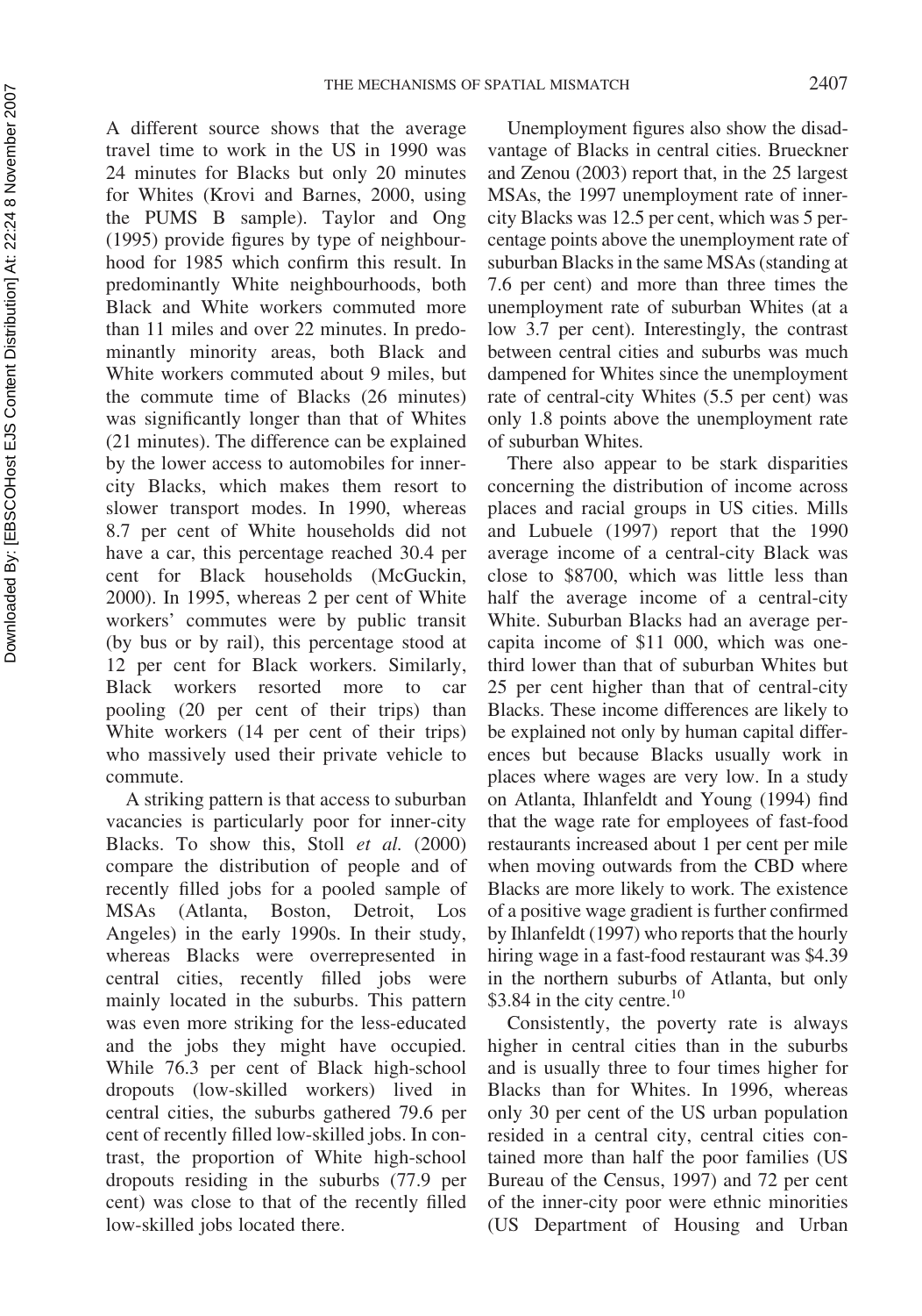A different source shows that the average travel time to work in the US in 1990 was 24 minutes for Blacks but only 20 minutes for Whites (Krovi and Barnes, 2000, using the PUMS B sample). Taylor and Ong (1995) provide figures by type of neighbourhood for 1985 which confirm this result. In predominantly White neighbourhoods, both Black and White workers commuted more than 11 miles and over 22 minutes. In predominantly minority areas, both Black and White workers commuted about 9 miles, but the commute time of Blacks (26 minutes) was significantly longer than that of Whites (21 minutes). The difference can be explained by the lower access to automobiles for inner-city Blacks, which makes them resort to slower transport modes. In 1990, whereas 8.7 per cent of White households did not have a car, this percentage reached 30.4 per cent for Black households (McGuckin, 2000). In 1995, whereas 2 per cent of White workers' commutes were by public transit (by bus or by rail), this percentage stood at 12 per cent for Black workers. Similarly, Black workers resorted more to car pooling (20 per cent of their trips) than White workers (14 per cent of their trips) who massively used their private vehicle to commute.

A striking pattern is that access to suburban vacancies is particularly poor for inner-city Blacks. To show this, Stoll *et al.* (2000) compare the distribution of people and of recently filled jobs for a pooled sample of MSAs (Atlanta, Boston, Detroit, Los Angeles) in the early 1990s. In their study, whereas Blacks were overrepresented in central cities, recently filled jobs were mainly located in the suburbs. This pattern was even more striking for the less-educated and the jobs they might have occupied. While 76.3 per cent of Black high-school dropouts (low-skilled workers) lived in central cities, the suburbs gathered 79.6 per cent of recently filled low-skilled jobs. In contrast, the proportion of White high-school dropouts residing in the suburbs (77.9 per cent) was close to that of the recently filled low-skilled jobs located there.

Unemployment figures also show the disadvantage of Blacks in central cities. Brueckner and Zenou (2003) report that, in the 25 largest MSAs, the 1997 unemployment rate of inner-city Blacks was 12.5 per cent, which was 5 percentage points above the unemployment rate of suburban Blacks in the same MSAs (standing at 7.6 per cent) and more than three times the unemployment rate of suburban Whites (at a low 3.7 per cent). Interestingly, the contrast between central cities and suburbs was much dampened for Whites since the unemployment rate of central-city Whites (5.5 per cent) was only 1.8 points above the unemployment rate of suburban Whites.

There also appear to be stark disparities concerning the distribution of income across places and racial groups in US cities. Mills and Lubuele (1997) report that the 1990 average income of a central-city Black was close to \$8700, which was little less than half the average income of a central-city White. Suburban Blacks had an average per-capita income of \$11 000, which was one-third lower than that of suburban Whites but 25 per cent higher than that of central-city Blacks. These income differences are likely to be explained not only by human capital differences but because Blacks usually work in places where wages are very low. In a study on Atlanta, Ihlanfeldt and Young (1994) find that the wage rate for employees of fast-food restaurants increased about 1 per cent per mile when moving outwards from the CBD where Blacks are more likely to work. The existence of a positive wage gradient is further confirmed by Ihlanfeldt (1997) who reports that the hourly hiring wage in a fast-food restaurant was \$4.39 in the northern suburbs of Atlanta, but only \$3.84 in the city centre.[10]

Consistently, the poverty rate is always higher in central cities than in the suburbs and is usually three to four times higher for Blacks than for Whites. In 1996, whereas only 30 per cent of the US urban population resided in a central city, central cities contained more than half the poor families (US Bureau of the Census, 1997) and 72 per cent of the inner-city poor were ethnic minorities (US Department of Housing and Urban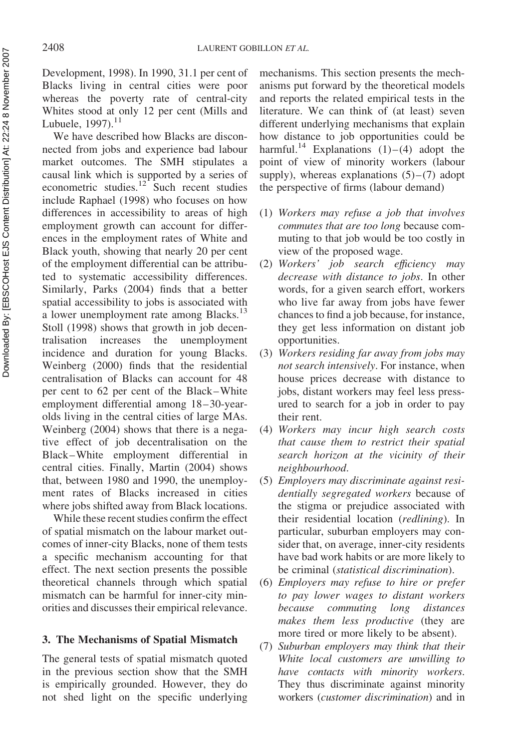Development, 1998). In 1990, 31.1 per cent of Blacks living in central cities were poor whereas the poverty rate of central-city Whites stood at only 12 per cent (Mills and Lubuele, 1997).[11]

We have described how Blacks are disconnected from jobs and experience bad labour market outcomes. The SMH stipulates a causal link which is supported by a series of econometric studies.[12] Such recent studies include Raphael (1998) who focuses on how differences in accessibility to areas of high employment growth can account for differences in the employment rates of White and Black youth, showing that nearly 20 per cent of the employment differential can be attributed to systematic accessibility differences. Similarly, Parks (2004) finds that a better spatial accessibility to jobs is associated with a lower unemployment rate among Blacks.[13] Stoll (1998) shows that growth in job decentralisation increases the unemployment incidence and duration for young Blacks. Weinberg (2000) finds that the residential centralisation of Blacks can account for 48 per cent to 62 per cent of the Black–White employment differential among 18–30-year-olds living in the central cities of large MAs. Weinberg (2004) shows that there is a negative effect of job decentralisation on the Black–White employment differential in central cities. Finally, Martin (2004) shows that, between 1980 and 1990, the unemployment rates of Blacks increased in cities where jobs shifted away from Black locations.

While these recent studies confirm the effect of spatial mismatch on the labour market outcomes of inner-city Blacks, none of them tests a specific mechanism accounting for that effect. The next section presents the possible theoretical channels through which spatial mismatch can be harmful for inner-city minorities and discusses their empirical relevance.

## 3. The Mechanisms of Spatial Mismatch

The general tests of spatial mismatch quoted in the previous section show that the SMH is empirically grounded. However, they do not shed light on the specific underlying mechanisms. This section presents the mechanisms put forward by the theoretical models and reports the related empirical tests in the literature. We can think of (at least) seven different underlying mechanisms that explain how distance to job opportunities could be harmful.[14] Explanations (1)–(4) adopt the point of view of minority workers (labour supply), whereas explanations (5)–(7) adopt the perspective of firms (labour demand)

(1) *Workers may refuse a job that involves commutes that are too long* because commuting to that job would be too costly in view of the proposed wage.
(2) *Workers' job search efficiency may decrease with distance to jobs*. In other words, for a given search effort, workers who live far away from jobs have fewer chances to find a job because, for instance, they get less information on distant job opportunities.
(3) *Workers residing far away from jobs may not search intensively*. For instance, when house prices decrease with distance to jobs, distant workers may feel less pressured to search for a job in order to pay their rent.
(4) *Workers may incur high search costs that cause them to restrict their spatial search horizon at the vicinity of their neighbourhood*.
(5) *Employers may discriminate against residentially segregated workers* because of the stigma or prejudice associated with their residential location (*redlining*). In particular, suburban employers may consider that, on average, inner-city residents have bad work habits or are more likely to be criminal (*statistical discrimination*).
(6) *Employers may refuse to hire or prefer to pay lower wages to distant workers because commuting long distances makes them less productive* (they are more tired or more likely to be absent).
(7) *Suburban employers may think that their White local customers are unwilling to have contacts with minority workers*. They thus discriminate against minority workers (*customer discrimination*) and in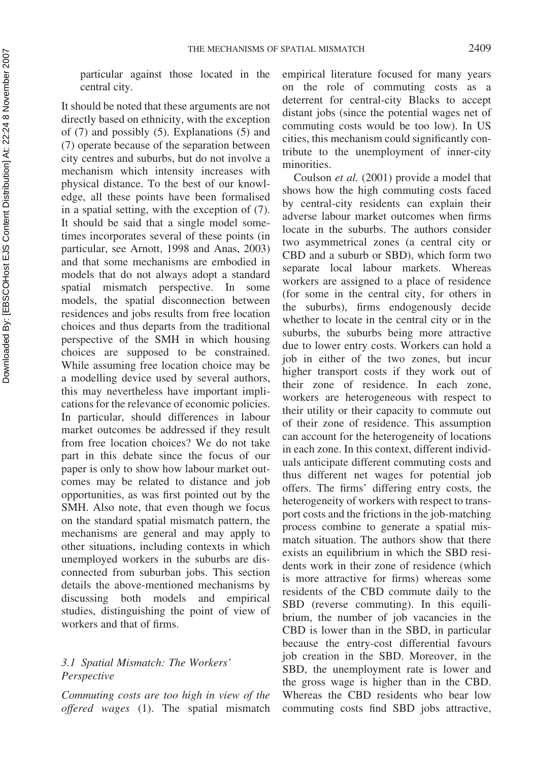particular against those located in the central city.

It should be noted that these arguments are not directly based on ethnicity, with the exception of (7) and possibly (5). Explanations (5) and (7) operate because of the separation between city centres and suburbs, but do not involve a mechanism which intensity increases with physical distance. To the best of our knowledge, all these points have been formalised in a spatial setting, with the exception of (7). It should be said that a single model sometimes incorporates several of these points (in particular, see Arnott, 1998 and Anas, 2003) and that some mechanisms are embodied in models that do not always adopt a standard spatial mismatch perspective. In some models, the spatial disconnection between residences and jobs results from free location choices and thus departs from the traditional perspective of the SMH in which housing choices are supposed to be constrained. While assuming free location choice may be a modelling device used by several authors, this may nevertheless have important implications for the relevance of economic policies. In particular, should differences in labour market outcomes be addressed if they result from free location choices? We do not take part in this debate since the focus of our paper is only to show how labour market outcomes may be related to distance and job opportunities, as was first pointed out by the SMH. Also note, that even though we focus on the standard spatial mismatch pattern, the mechanisms are general and may apply to other situations, including contexts in which unemployed workers in the suburbs are disconnected from suburban jobs. This section details the above-mentioned mechanisms by discussing both models and empirical studies, distinguishing the point of view of workers and that of firms.

### 3.1 Spatial Mismatch: The Workers' Perspective

*Commuting costs are too high in view of the offered wages* (1). The spatial mismatch empirical literature focused for many years on the role of commuting costs as a deterrent for central-city Blacks to accept distant jobs (since the potential wages net of commuting costs would be too low). In US cities, this mechanism could significantly contribute to the unemployment of inner-city minorities.

Coulson *et al.* (2001) provide a model that shows how the high commuting costs faced by central-city residents can explain their adverse labour market outcomes when firms locate in the suburbs. The authors consider two asymmetrical zones (a central city or CBD and a suburb or SBD), which form two separate local labour markets. Whereas workers are assigned to a place of residence (for some in the central city, for others in the suburbs), firms endogenously decide whether to locate in the central city or in the suburbs, the suburbs being more attractive due to lower entry costs. Workers can hold a job in either of the two zones, but incur higher transport costs if they work out of their zone of residence. In each zone, workers are heterogeneous with respect to their utility or their capacity to commute out of their zone of residence. This assumption can account for the heterogeneity of locations in each zone. In this context, different individuals anticipate different commuting costs and thus different net wages for potential job offers. The firms' differing entry costs, the heterogeneity of workers with respect to transport costs and the frictions in the job-matching process combine to generate a spatial mismatch situation. The authors show that there exists an equilibrium in which the SBD residents work in their zone of residence (which is more attractive for firms) whereas some residents of the CBD commute daily to the SBD (reverse commuting). In this equilibrium, the number of job vacancies in the CBD is lower than in the SBD, in particular because the entry-cost differential favours job creation in the SBD. Moreover, in the SBD, the unemployment rate is lower and the gross wage is higher than in the CBD. Whereas the CBD residents who bear low commuting costs find SBD jobs attractive,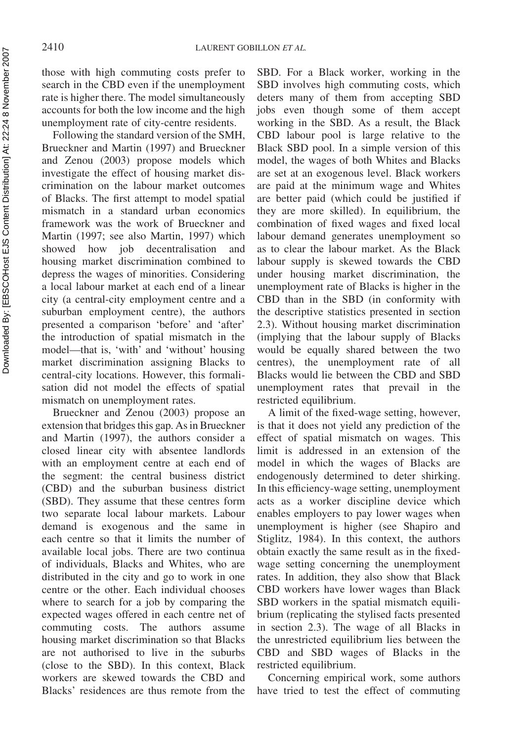those with high commuting costs prefer to search in the CBD even if the unemployment rate is higher there. The model simultaneously accounts for both the low income and the high unemployment rate of city-centre residents.

Following the standard version of the SMH, Brueckner and Martin (1997) and Brueckner and Zenou (2003) propose models which investigate the effect of housing market discrimination on the labour market outcomes of Blacks. The first attempt to model spatial mismatch in a standard urban economics framework was the work of Brueckner and Martin (1997; see also Martin, 1997) which showed how job decentralisation and housing market discrimination combined to depress the wages of minorities. Considering a local labour market at each end of a linear city (a central-city employment centre and a suburban employment centre), the authors presented a comparison 'before' and 'after' the introduction of spatial mismatch in the model—that is, 'with' and 'without' housing market discrimination assigning Blacks to central-city locations. However, this formalisation did not model the effects of spatial mismatch on unemployment rates.

Brueckner and Zenou (2003) propose an extension that bridges this gap. As in Brueckner and Martin (1997), the authors consider a closed linear city with absentee landlords with an employment centre at each end of the segment: the central business district (CBD) and the suburban business district (SBD). They assume that these centres form two separate local labour markets. Labour demand is exogenous and the same in each centre so that it limits the number of available local jobs. There are two continua of individuals, Blacks and Whites, who are distributed in the city and go to work in one centre or the other. Each individual chooses where to search for a job by comparing the expected wages offered in each centre net of commuting costs. The authors assume housing market discrimination so that Blacks are not authorised to live in the suburbs (close to the SBD). In this context, Black workers are skewed towards the CBD and Blacks' residences are thus remote from the SBD. For a Black worker, working in the SBD involves high commuting costs, which deters many of them from accepting SBD jobs even though some of them accept working in the SBD. As a result, the Black CBD labour pool is large relative to the Black SBD pool. In a simple version of this model, the wages of both Whites and Blacks are set at an exogenous level. Black workers are paid at the minimum wage and Whites are better paid (which could be justified if they are more skilled). In equilibrium, the combination of fixed wages and fixed local labour demand generates unemployment so as to clear the labour market. As the Black labour supply is skewed towards the CBD under housing market discrimination, the unemployment rate of Blacks is higher in the CBD than in the SBD (in conformity with the descriptive statistics presented in section 2.3). Without housing market discrimination (implying that the labour supply of Blacks would be equally shared between the two centres), the unemployment rate of all Blacks would lie between the CBD and SBD unemployment rates that prevail in the restricted equilibrium.

A limit of the fixed-wage setting, however, is that it does not yield any prediction of the effect of spatial mismatch on wages. This limit is addressed in an extension of the model in which the wages of Blacks are endogenously determined to deter shirking. In this efficiency-wage setting, unemployment acts as a worker discipline device which enables employers to pay lower wages when unemployment is higher (see Shapiro and Stiglitz, 1984). In this context, the authors obtain exactly the same result as in the fixed-wage setting concerning the unemployment rates. In addition, they also show that Black CBD workers have lower wages than Black SBD workers in the spatial mismatch equilibrium (replicating the stylised facts presented in section 2.3). The wage of all Blacks in the unrestricted equilibrium lies between the CBD and SBD wages of Blacks in the restricted equilibrium.

Concerning empirical work, some authors have tried to test the effect of commuting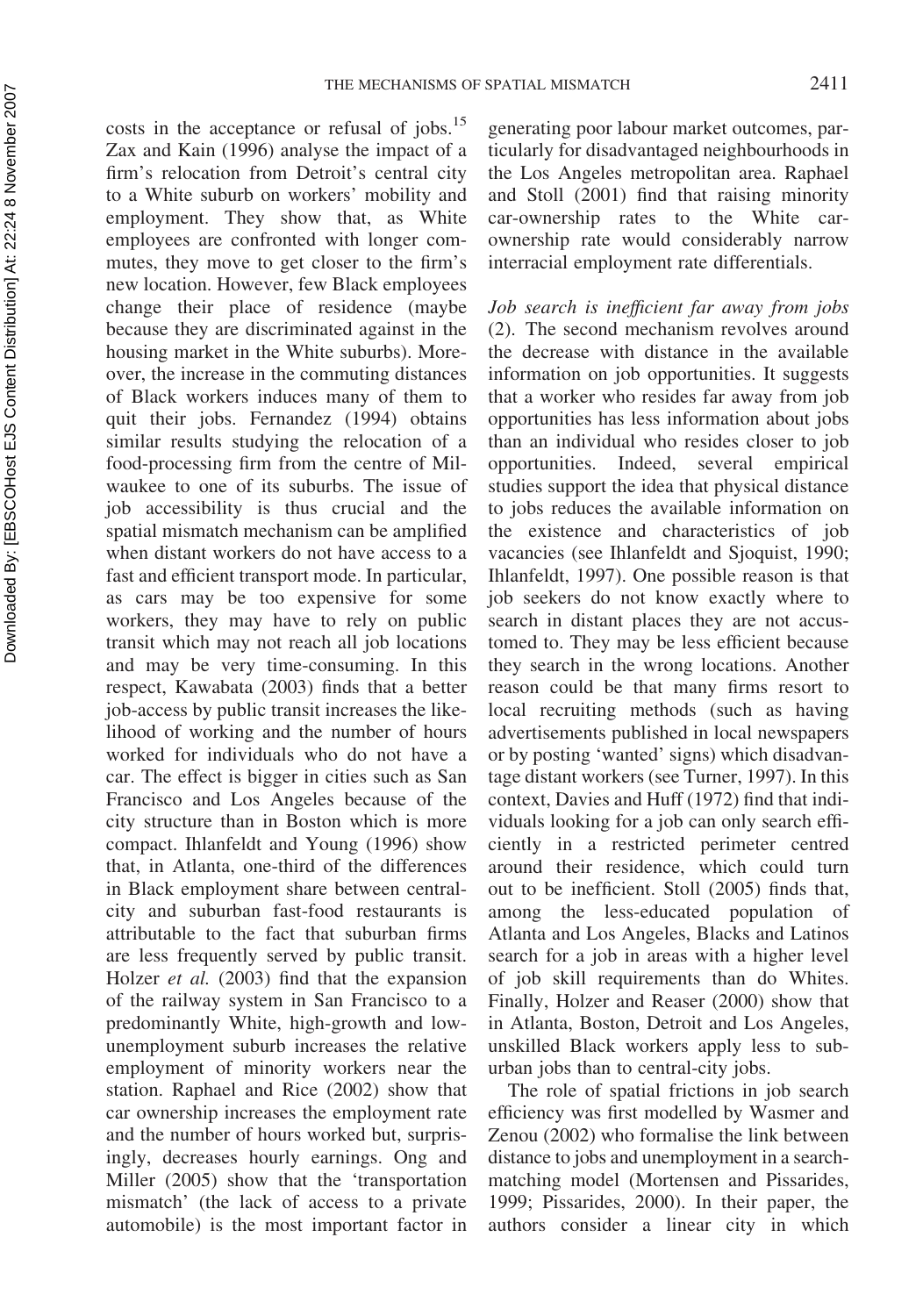costs in the acceptance or refusal of jobs.[15] Zax and Kain (1996) analyse the impact of a firm's relocation from Detroit's central city to a White suburb on workers' mobility and employment. They show that, as White employees are confronted with longer commutes, they move to get closer to the firm's new location. However, few Black employees change their place of residence (maybe because they are discriminated against in the housing market in the White suburbs). Moreover, the increase in the commuting distances of Black workers induces many of them to quit their jobs. Fernandez (1994) obtains similar results studying the relocation of a food-processing firm from the centre of Milwaukee to one of its suburbs. The issue of job accessibility is thus crucial and the spatial mismatch mechanism can be amplified when distant workers do not have access to a fast and efficient transport mode. In particular, as cars may be too expensive for some workers, they may have to rely on public transit which may not reach all job locations and may be very time-consuming. In this respect, Kawabata (2003) finds that a better job-access by public transit increases the likelihood of working and the number of hours worked for individuals who do not have a car. The effect is bigger in cities such as San Francisco and Los Angeles because of the city structure than in Boston which is more compact. Ihlanfeldt and Young (1996) show that, in Atlanta, one-third of the differences in Black employment share between central-city and suburban fast-food restaurants is attributable to the fact that suburban firms are less frequently served by public transit. Holzer *et al.* (2003) find that the expansion of the railway system in San Francisco to a predominantly White, high-growth and low-unemployment suburb increases the relative employment of minority workers near the station. Raphael and Rice (2002) show that car ownership increases the employment rate and the number of hours worked but, surprisingly, decreases hourly earnings. Ong and Miller (2005) show that the 'transportation mismatch' (the lack of access to a private automobile) is the most important factor in generating poor labour market outcomes, particularly for disadvantaged neighbourhoods in the Los Angeles metropolitan area. Raphael and Stoll (2001) find that raising minority car-ownership rates to the White car-ownership rate would considerably narrow interracial employment rate differentials.

*Job search is inefficient far away from jobs* (2). The second mechanism revolves around the decrease with distance in the available information on job opportunities. It suggests that a worker who resides far away from job opportunities has less information about jobs than an individual who resides closer to job opportunities. Indeed, several empirical studies support the idea that physical distance to jobs reduces the available information on the existence and characteristics of job vacancies (see Ihlanfeldt and Sjoquist, 1990; Ihlanfeldt, 1997). One possible reason is that job seekers do not know exactly where to search in distant places they are not accustomed to. They may be less efficient because they search in the wrong locations. Another reason could be that many firms resort to local recruiting methods (such as having advertisements published in local newspapers or by posting 'wanted' signs) which disadvantage distant workers (see Turner, 1997). In this context, Davies and Huff (1972) find that individuals looking for a job can only search efficiently in a restricted perimeter centred around their residence, which could turn out to be inefficient. Stoll (2005) finds that, among the less-educated population of Atlanta and Los Angeles, Blacks and Latinos search for a job in areas with a higher level of job skill requirements than do Whites. Finally, Holzer and Reaser (2000) show that in Atlanta, Boston, Detroit and Los Angeles, unskilled Black workers apply less to suburban jobs than to central-city jobs.

The role of spatial frictions in job search efficiency was first modelled by Wasmer and Zenou (2002) who formalise the link between distance to jobs and unemployment in a search-matching model (Mortensen and Pissarides, 1999; Pissarides, 2000). In their paper, the authors consider a linear city in which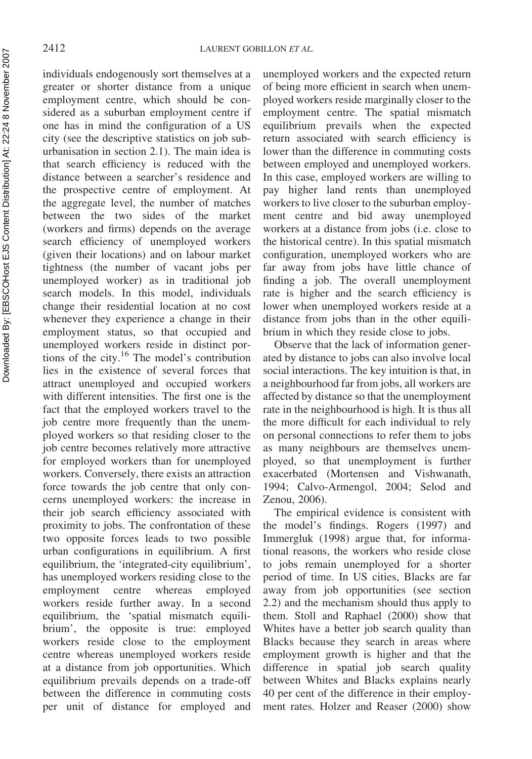individuals endogenously sort themselves at a greater or shorter distance from a unique employment centre, which should be considered as a suburban employment centre if one has in mind the configuration of a US city (see the descriptive statistics on job suburbanisation in section 2.1). The main idea is that search efficiency is reduced with the distance between a searcher's residence and the prospective centre of employment. At the aggregate level, the number of matches between the two sides of the market (workers and firms) depends on the average search efficiency of unemployed workers (given their locations) and on labour market tightness (the number of vacant jobs per unemployed worker) as in traditional job search models. In this model, individuals change their residential location at no cost whenever they experience a change in their employment status, so that occupied and unemployed workers reside in distinct portions of the city.[16] The model's contribution lies in the existence of several forces that attract unemployed and occupied workers with different intensities. The first one is the fact that the employed workers travel to the job centre more frequently than the unemployed workers so that residing closer to the job centre becomes relatively more attractive for employed workers than for unemployed workers. Conversely, there exists an attraction force towards the job centre that only concerns unemployed workers: the increase in their job search efficiency associated with proximity to jobs. The confrontation of these two opposite forces leads to two possible urban configurations in equilibrium. A first equilibrium, the 'integrated-city equilibrium', has unemployed workers residing close to the employment centre whereas employed workers reside further away. In a second equilibrium, the 'spatial mismatch equilibrium', the opposite is true: employed workers reside close to the employment centre whereas unemployed workers reside at a distance from job opportunities. Which equilibrium prevails depends on a trade-off between the difference in commuting costs per unit of distance for employed and unemployed workers and the expected return of being more efficient in search when unemployed workers reside marginally closer to the employment centre. The spatial mismatch equilibrium prevails when the expected return associated with search efficiency is lower than the difference in commuting costs between employed and unemployed workers. In this case, employed workers are willing to pay higher land rents than unemployed workers to live closer to the suburban employment centre and bid away unemployed workers at a distance from jobs (i.e. close to the historical centre). In this spatial mismatch configuration, unemployed workers who are far away from jobs have little chance of finding a job. The overall unemployment rate is higher and the search efficiency is lower when unemployed workers reside at a distance from jobs than in the other equilibrium in which they reside close to jobs.

Observe that the lack of information generated by distance to jobs can also involve local social interactions. The key intuition is that, in a neighbourhood far from jobs, all workers are affected by distance so that the unemployment rate in the neighbourhood is high. It is thus all the more difficult for each individual to rely on personal connections to refer them to jobs as many neighbours are themselves unemployed, so that unemployment is further exacerbated (Mortensen and Vishwanath, 1994; Calvo-Armengol, 2004; Selod and Zenou, 2006).

The empirical evidence is consistent with the model's findings. Rogers (1997) and Immergluk (1998) argue that, for informational reasons, the workers who reside close to jobs remain unemployed for a shorter period of time. In US cities, Blacks are far away from job opportunities (see section 2.2) and the mechanism should thus apply to them. Stoll and Raphael (2000) show that Whites have a better job search quality than Blacks because they search in areas where employment growth is higher and that the difference in spatial job search quality between Whites and Blacks explains nearly 40 per cent of the difference in their employment rates. Holzer and Reaser (2000) show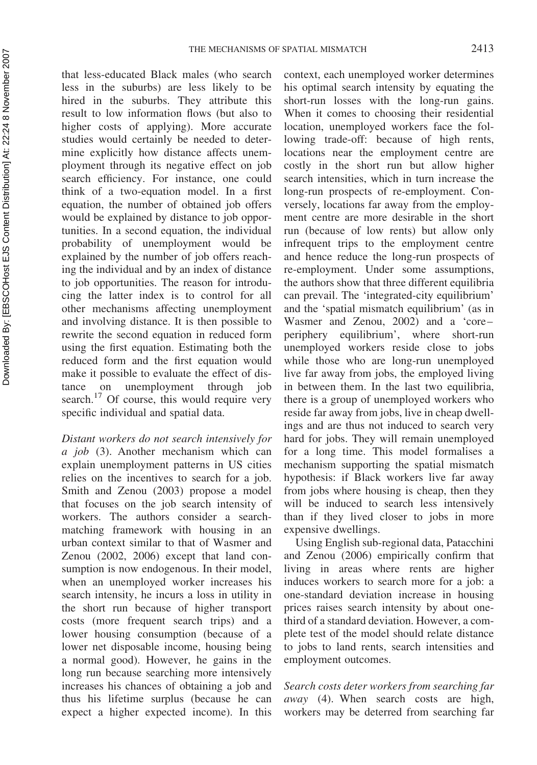that less-educated Black males (who search less in the suburbs) are less likely to be hired in the suburbs. They attribute this result to low information flows (but also to higher costs of applying). More accurate studies would certainly be needed to determine explicitly how distance affects unemployment through its negative effect on job search efficiency. For instance, one could think of a two-equation model. In a first equation, the number of obtained job offers would be explained by distance to job opportunities. In a second equation, the individual probability of unemployment would be explained by the number of job offers reaching the individual and by an index of distance to job opportunities. The reason for introducing the latter index is to control for all other mechanisms affecting unemployment and involving distance. It is then possible to rewrite the second equation in reduced form using the first equation. Estimating both the reduced form and the first equation would make it possible to evaluate the effect of distance on unemployment through job search.[17] Of course, this would require very specific individual and spatial data.

*Distant workers do not search intensively for a job* (3). Another mechanism which can explain unemployment patterns in US cities relies on the incentives to search for a job. Smith and Zenou (2003) propose a model that focuses on the job search intensity of workers. The authors consider a search-matching framework with housing in an urban context similar to that of Wasmer and Zenou (2002, 2006) except that land consumption is now endogenous. In their model, when an unemployed worker increases his search intensity, he incurs a loss in utility in the short run because of higher transport costs (more frequent search trips) and a lower housing consumption (because of a lower net disposable income, housing being a normal good). However, he gains in the long run because searching more intensively increases his chances of obtaining a job and thus his lifetime surplus (because he can expect a higher expected income). In this context, each unemployed worker determines his optimal search intensity by equating the short-run losses with the long-run gains. When it comes to choosing their residential location, unemployed workers face the following trade-off: because of high rents, locations near the employment centre are costly in the short run but allow higher search intensities, which in turn increase the long-run prospects of re-employment. Conversely, locations far away from the employment centre are more desirable in the short run (because of low rents) but allow only infrequent trips to the employment centre and hence reduce the long-run prospects of re-employment. Under some assumptions, the authors show that three different equilibria can prevail. The 'integrated-city equilibrium' and the 'spatial mismatch equilibrium' (as in Wasmer and Zenou, 2002) and a 'core–periphery equilibrium', where short-run unemployed workers reside close to jobs while those who are long-run unemployed live far away from jobs, the employed living in between them. In the last two equilibria, there is a group of unemployed workers who reside far away from jobs, live in cheap dwellings and are thus not induced to search very hard for jobs. They will remain unemployed for a long time. This model formalises a mechanism supporting the spatial mismatch hypothesis: if Black workers live far away from jobs where housing is cheap, then they will be induced to search less intensively than if they lived closer to jobs in more expensive dwellings.

Using English sub-regional data, Patacchini and Zenou (2006) empirically confirm that living in areas where rents are higher induces workers to search more for a job: a one-standard deviation increase in housing prices raises search intensity by about one-third of a standard deviation. However, a complete test of the model should relate distance to jobs to land rents, search intensities and employment outcomes.

*Search costs deter workers from searching far away* (4). When search costs are high, workers may be deterred from searching far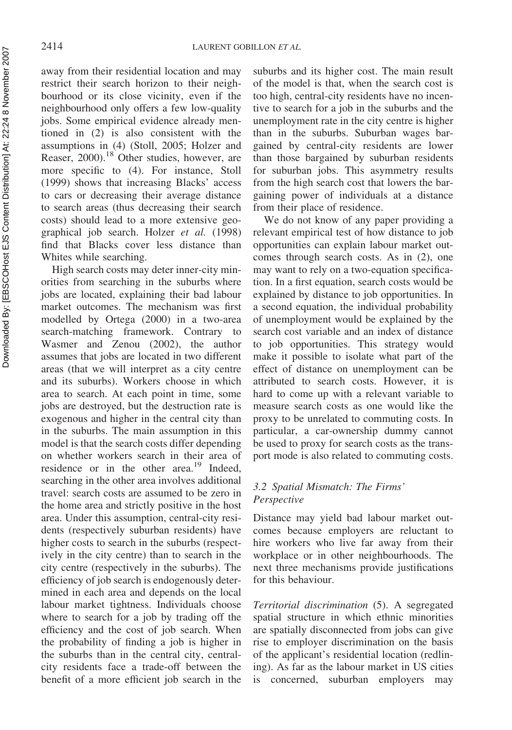away from their residential location and may restrict their search horizon to their neighbourhood or its close vicinity, even if the neighbourhood only offers a few low-quality jobs. Some empirical evidence already mentioned in (2) is also consistent with the assumptions in (4) (Stoll, 2005; Holzer and Reaser, 2000).[18] Other studies, however, are more specific to (4). For instance, Stoll (1999) shows that increasing Blacks' access to cars or decreasing their average distance to search areas (thus decreasing their search costs) should lead to a more extensive geographical job search. Holzer *et al.* (1998) find that Blacks cover less distance than Whites while searching.

High search costs may deter inner-city minorities from searching in the suburbs where jobs are located, explaining their bad labour market outcomes. The mechanism was first modelled by Ortega (2000) in a two-area search-matching framework. Contrary to Wasmer and Zenou (2002), the author assumes that jobs are located in two different areas (that we will interpret as a city centre and its suburbs). Workers choose in which area to search. At each point in time, some jobs are destroyed, but the destruction rate is exogenous and higher in the central city than in the suburbs. The main assumption in this model is that the search costs differ depending on whether workers search in their area of residence or in the other area.[19] Indeed, searching in the other area involves additional travel: search costs are assumed to be zero in the home area and strictly positive in the host area. Under this assumption, central-city residents (respectively suburban residents) have higher costs to search in the suburbs (respectively in the city centre) than to search in the city centre (respectively in the suburbs). The efficiency of job search is endogenously determined in each area and depends on the local labour market tightness. Individuals choose where to search for a job by trading off the efficiency and the cost of job search. When the probability of finding a job is higher in the suburbs than in the central city, central-city residents face a trade-off between the benefit of a more efficient job search in the suburbs and its higher cost. The main result of the model is that, when the search cost is too high, central-city residents have no incentive to search for a job in the suburbs and the unemployment rate in the city centre is higher than in the suburbs. Suburban wages bargained by central-city residents are lower than those bargained by suburban residents for suburban jobs. This asymmetry results from the high search cost that lowers the bargaining power of individuals at a distance from their place of residence.

We do not know of any paper providing a relevant empirical test of how distance to job opportunities can explain labour market outcomes through search costs. As in (2), one may want to rely on a two-equation specification. In a first equation, search costs would be explained by distance to job opportunities. In a second equation, the individual probability of unemployment would be explained by the search cost variable and an index of distance to job opportunities. This strategy would make it possible to isolate what part of the effect of distance on unemployment can be attributed to search costs. However, it is hard to come up with a relevant variable to measure search costs as one would like the proxy to be unrelated to commuting costs. In particular, a car-ownership dummy cannot be used to proxy for search costs as the transport mode is also related to commuting costs.

### 3.2 Spatial Mismatch: The Firms' Perspective

Distance may yield bad labour market outcomes because employers are reluctant to hire workers who live far away from their workplace or in other neighbourhoods. The next three mechanisms provide justifications for this behaviour.

*Territorial discrimination* (5). A segregated spatial structure in which ethnic minorities are spatially disconnected from jobs can give rise to employer discrimination on the basis of the applicant's residential location (redlining). As far as the labour market in US cities is concerned, suburban employers may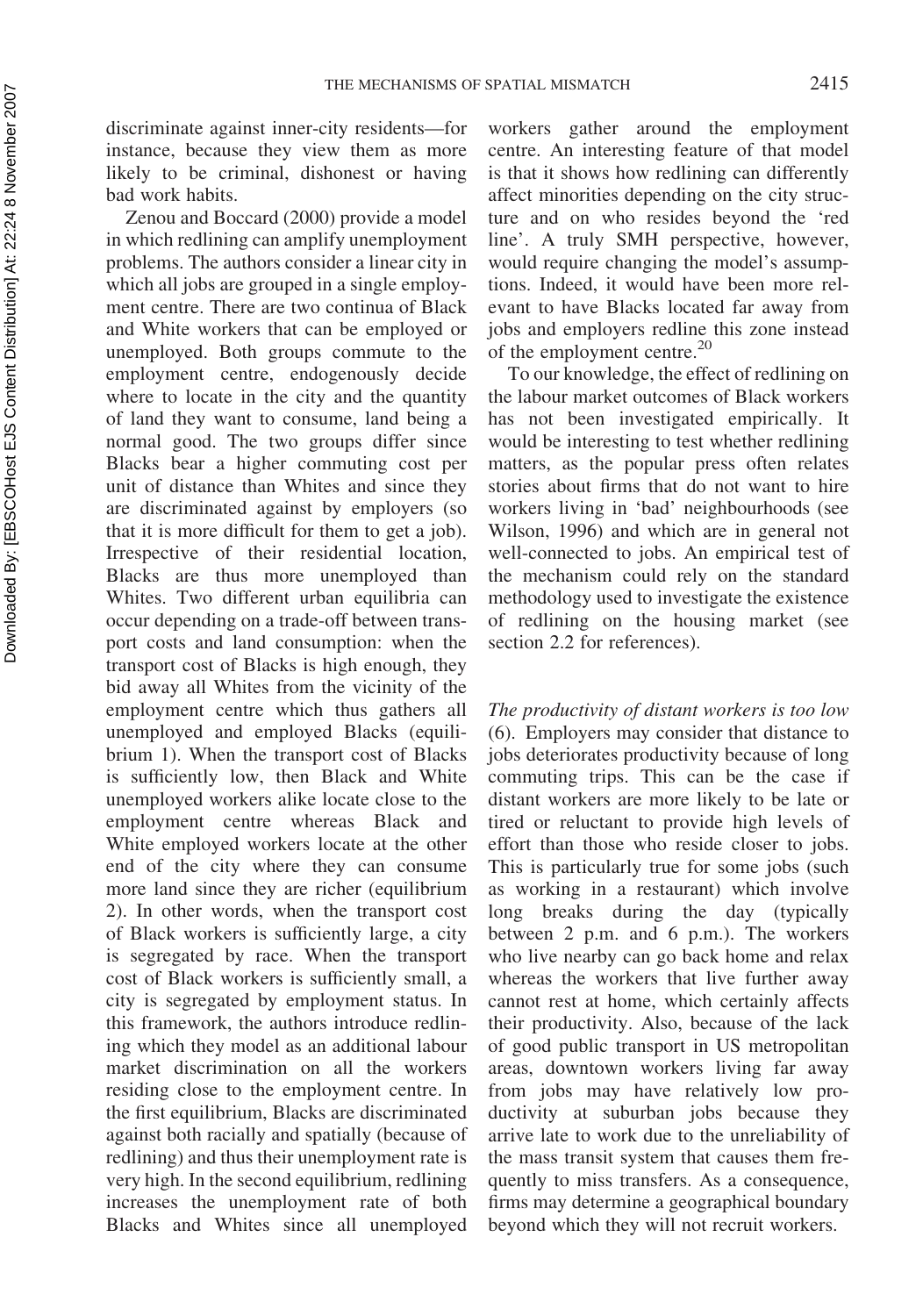discriminate against inner-city residents—for instance, because they view them as more likely to be criminal, dishonest or having bad work habits.

Zenou and Boccard (2000) provide a model in which redlining can amplify unemployment problems. The authors consider a linear city in which all jobs are grouped in a single employment centre. There are two continua of Black and White workers that can be employed or unemployed. Both groups commute to the employment centre, endogenously decide where to locate in the city and the quantity of land they want to consume, land being a normal good. The two groups differ since Blacks bear a higher commuting cost per unit of distance than Whites and since they are discriminated against by employers (so that it is more difficult for them to get a job). Irrespective of their residential location, Blacks are thus more unemployed than Whites. Two different urban equilibria can occur depending on a trade-off between transport costs and land consumption: when the transport cost of Blacks is high enough, they bid away all Whites from the vicinity of the employment centre which thus gathers all unemployed and employed Blacks (equilibrium 1). When the transport cost of Blacks is sufficiently low, then Black and White unemployed workers alike locate close to the employment centre whereas Black and White employed workers locate at the other end of the city where they can consume more land since they are richer (equilibrium 2). In other words, when the transport cost of Black workers is sufficiently large, a city is segregated by race. When the transport cost of Black workers is sufficiently small, a city is segregated by employment status. In this framework, the authors introduce redlining which they model as an additional labour market discrimination on all the workers residing close to the employment centre. In the first equilibrium, Blacks are discriminated against both racially and spatially (because of redlining) and thus their unemployment rate is very high. In the second equilibrium, redlining increases the unemployment rate of both Blacks and Whites since all unemployed workers gather around the employment centre. An interesting feature of that model is that it shows how redlining can differently affect minorities depending on the city structure and on who resides beyond the 'red line'. A truly SMH perspective, however, would require changing the model's assumptions. Indeed, it would have been more relevant to have Blacks located far away from jobs and employers redline this zone instead of the employment centre.[20]

To our knowledge, the effect of redlining on the labour market outcomes of Black workers has not been investigated empirically. It would be interesting to test whether redlining matters, as the popular press often relates stories about firms that do not want to hire workers living in 'bad' neighbourhoods (see Wilson, 1996) and which are in general not well-connected to jobs. An empirical test of the mechanism could rely on the standard methodology used to investigate the existence of redlining on the housing market (see section 2.2 for references).

*The productivity of distant workers is too low* (6). Employers may consider that distance to jobs deteriorates productivity because of long commuting trips. This can be the case if distant workers are more likely to be late or tired or reluctant to provide high levels of effort than those who reside closer to jobs. This is particularly true for some jobs (such as working in a restaurant) which involve long breaks during the day (typically between 2 p.m. and 6 p.m.). The workers who live nearby can go back home and relax whereas the workers that live further away cannot rest at home, which certainly affects their productivity. Also, because of the lack of good public transport in US metropolitan areas, downtown workers living far away from jobs may have relatively low productivity at suburban jobs because they arrive late to work due to the unreliability of the mass transit system that causes them frequently to miss transfers. As a consequence, firms may determine a geographical boundary beyond which they will not recruit workers.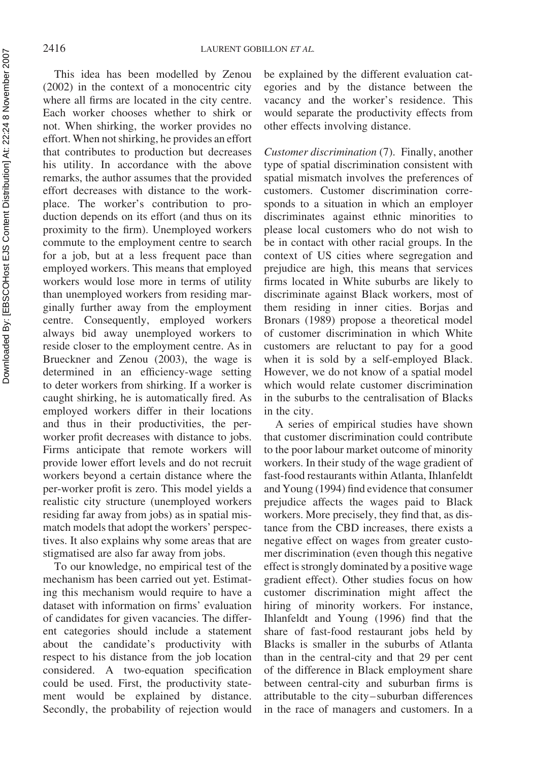This idea has been modelled by Zenou (2002) in the context of a monocentric city where all firms are located in the city centre. Each worker chooses whether to shirk or not. When shirking, the worker provides no effort. When not shirking, he provides an effort that contributes to production but decreases his utility. In accordance with the above remarks, the author assumes that the provided effort decreases with distance to the workplace. The worker's contribution to production depends on its effort (and thus on its proximity to the firm). Unemployed workers commute to the employment centre to search for a job, but at a less frequent pace than employed workers. This means that employed workers would lose more in terms of utility than unemployed workers from residing marginally further away from the employment centre. Consequently, employed workers always bid away unemployed workers to reside closer to the employment centre. As in Brueckner and Zenou (2003), the wage is determined in an efficiency-wage setting to deter workers from shirking. If a worker is caught shirking, he is automatically fired. As employed workers differ in their locations and thus in their productivities, the per-worker profit decreases with distance to jobs. Firms anticipate that remote workers will provide lower effort levels and do not recruit workers beyond a certain distance where the per-worker profit is zero. This model yields a realistic city structure (unemployed workers residing far away from jobs) as in spatial mismatch models that adopt the workers' perspectives. It also explains why some areas that are stigmatised are also far away from jobs.

To our knowledge, no empirical test of the mechanism has been carried out yet. Estimating this mechanism would require to have a dataset with information on firms' evaluation of candidates for given vacancies. The different categories should include a statement about the candidate's productivity with respect to his distance from the job location considered. A two-equation specification could be used. First, the productivity statement would be explained by distance. Secondly, the probability of rejection would be explained by the different evaluation categories and by the distance between the vacancy and the worker's residence. This would separate the productivity effects from other effects involving distance.

*Customer discrimination* (7). Finally, another type of spatial discrimination consistent with spatial mismatch involves the preferences of customers. Customer discrimination corresponds to a situation in which an employer discriminates against ethnic minorities to please local customers who do not wish to be in contact with other racial groups. In the context of US cities where segregation and prejudice are high, this means that services firms located in White suburbs are likely to discriminate against Black workers, most of them residing in inner cities. Borjas and Bronars (1989) propose a theoretical model of customer discrimination in which White customers are reluctant to pay for a good when it is sold by a self-employed Black. However, we do not know of a spatial model which would relate customer discrimination in the suburbs to the centralisation of Blacks in the city.

A series of empirical studies have shown that customer discrimination could contribute to the poor labour market outcome of minority workers. In their study of the wage gradient of fast-food restaurants within Atlanta, Ihlanfeldt and Young (1994) find evidence that consumer prejudice affects the wages paid to Black workers. More precisely, they find that, as distance from the CBD increases, there exists a negative effect on wages from greater customer discrimination (even though this negative effect is strongly dominated by a positive wage gradient effect). Other studies focus on how customer discrimination might affect the hiring of minority workers. For instance, Ihlanfeldt and Young (1996) find that the share of fast-food restaurant jobs held by Blacks is smaller in the suburbs of Atlanta than in the central-city and that 29 per cent of the difference in Black employment share between central-city and suburban firms is attributable to the city–suburban differences in the race of managers and customers. In a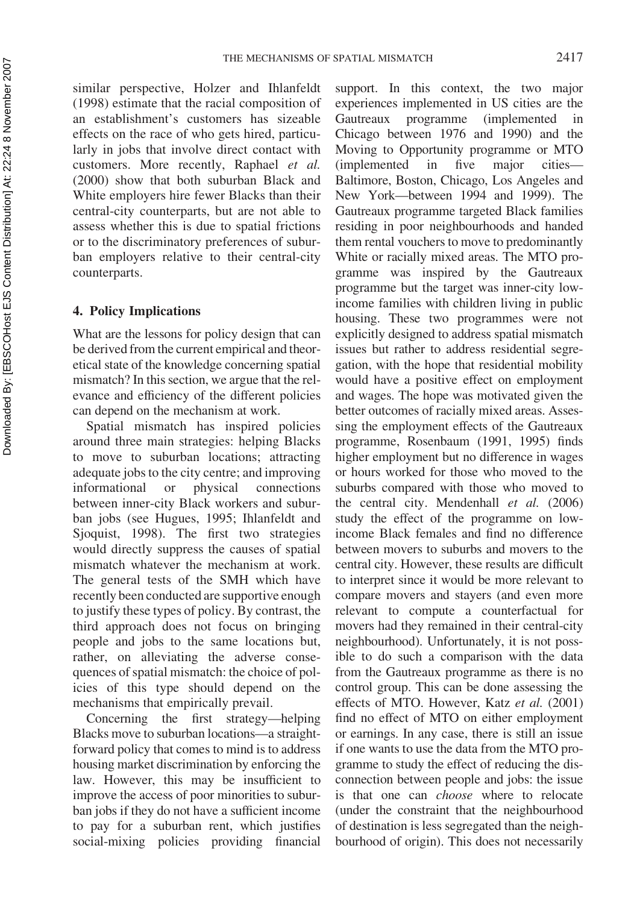similar perspective, Holzer and Ihlanfeldt (1998) estimate that the racial composition of an establishment's customers has sizeable effects on the race of who gets hired, particularly in jobs that involve direct contact with customers. More recently, Raphael *et al.* (2000) show that both suburban Black and White employers hire fewer Blacks than their central-city counterparts, but are not able to assess whether this is due to spatial frictions or to the discriminatory preferences of suburban employers relative to their central-city counterparts.

## 4. Policy Implications

What are the lessons for policy design that can be derived from the current empirical and theoretical state of the knowledge concerning spatial mismatch? In this section, we argue that the relevance and efficiency of the different policies can depend on the mechanism at work.

Spatial mismatch has inspired policies around three main strategies: helping Blacks to move to suburban locations; attracting adequate jobs to the city centre; and improving informational or physical connections between inner-city Black workers and suburban jobs (see Hugues, 1995; Ihlanfeldt and Sjoquist, 1998). The first two strategies would directly suppress the causes of spatial mismatch whatever the mechanism at work. The general tests of the SMH which have recently been conducted are supportive enough to justify these types of policy. By contrast, the third approach does not focus on bringing people and jobs to the same locations but, rather, on alleviating the adverse consequences of spatial mismatch: the choice of policies of this type should depend on the mechanisms that empirically prevail.

Concerning the first strategy—helping Blacks move to suburban locations—a straightforward policy that comes to mind is to address housing market discrimination by enforcing the law. However, this may be insufficient to improve the access of poor minorities to suburban jobs if they do not have a sufficient income to pay for a suburban rent, which justifies social-mixing policies providing financial support. In this context, the two major experiences implemented in US cities are the Gautreaux programme (implemented in Chicago between 1976 and 1990) and the Moving to Opportunity programme or MTO (implemented in five major cities—Baltimore, Boston, Chicago, Los Angeles and New York—between 1994 and 1999). The Gautreaux programme targeted Black families residing in poor neighbourhoods and handed them rental vouchers to move to predominantly White or racially mixed areas. The MTO programme was inspired by the Gautreaux programme but the target was inner-city low-income families with children living in public housing. These two programmes were not explicitly designed to address spatial mismatch issues but rather to address residential segregation, with the hope that residential mobility would have a positive effect on employment and wages. The hope was motivated given the better outcomes of racially mixed areas. Assessing the employment effects of the Gautreaux programme, Rosenbaum (1991, 1995) finds higher employment but no difference in wages or hours worked for those who moved to the suburbs compared with those who moved to the central city. Mendenhall *et al.* (2006) study the effect of the programme on low-income Black females and find no difference between movers to suburbs and movers to the central city. However, these results are difficult to interpret since it would be more relevant to compare movers and stayers (and even more relevant to compute a counterfactual for movers had they remained in their central-city neighbourhood). Unfortunately, it is not possible to do such a comparison with the data from the Gautreaux programme as there is no control group. This can be done assessing the effects of MTO. However, Katz *et al.* (2001) find no effect of MTO on either employment or earnings. In any case, there is still an issue if one wants to use the data from the MTO programme to study the effect of reducing the disconnection between people and jobs: the issue is that one can *choose* where to relocate (under the constraint that the neighbourhood of destination is less segregated than the neighbourhood of origin). This does not necessarily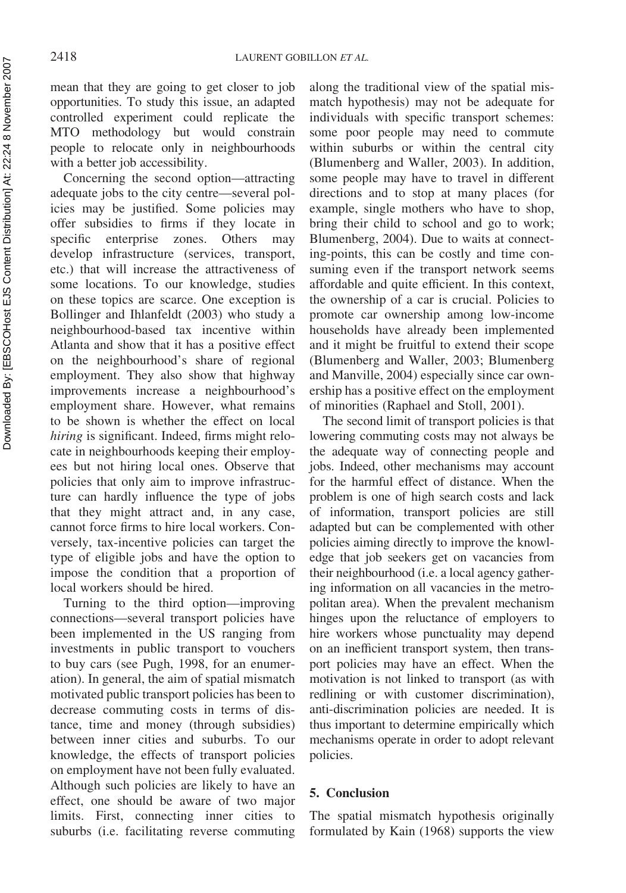mean that they are going to get closer to job opportunities. To study this issue, an adapted controlled experiment could replicate the MTO methodology but would constrain people to relocate only in neighbourhoods with a better job accessibility.

Concerning the second option—attracting adequate jobs to the city centre—several policies may be justified. Some policies may offer subsidies to firms if they locate in specific enterprise zones. Others may develop infrastructure (services, transport, etc.) that will increase the attractiveness of some locations. To our knowledge, studies on these topics are scarce. One exception is Bollinger and Ihlanfeldt (2003) who study a neighbourhood-based tax incentive within Atlanta and show that it has a positive effect on the neighbourhood's share of regional employment. They also show that highway improvements increase a neighbourhood's employment share. However, what remains to be shown is whether the effect on local *hiring* is significant. Indeed, firms might relocate in neighbourhoods keeping their employees but not hiring local ones. Observe that policies that only aim to improve infrastructure can hardly influence the type of jobs that they might attract and, in any case, cannot force firms to hire local workers. Conversely, tax-incentive policies can target the type of eligible jobs and have the option to impose the condition that a proportion of local workers should be hired.

Turning to the third option—improving connections—several transport policies have been implemented in the US ranging from investments in public transport to vouchers to buy cars (see Pugh, 1998, for an enumeration). In general, the aim of spatial mismatch motivated public transport policies has been to decrease commuting costs in terms of distance, time and money (through subsidies) between inner cities and suburbs. To our knowledge, the effects of transport policies on employment have not been fully evaluated. Although such policies are likely to have an effect, one should be aware of two major limits. First, connecting inner cities to suburbs (i.e. facilitating reverse commuting along the traditional view of the spatial mismatch hypothesis) may not be adequate for individuals with specific transport schemes: some poor people may need to commute within suburbs or within the central city (Blumenberg and Waller, 2003). In addition, some people may have to travel in different directions and to stop at many places (for example, single mothers who have to shop, bring their child to school and go to work; Blumenberg, 2004). Due to waits at connecting-points, this can be costly and time consuming even if the transport network seems affordable and quite efficient. In this context, the ownership of a car is crucial. Policies to promote car ownership among low-income households have already been implemented and it might be fruitful to extend their scope (Blumenberg and Waller, 2003; Blumenberg and Manville, 2004) especially since car ownership has a positive effect on the employment of minorities (Raphael and Stoll, 2001).

The second limit of transport policies is that lowering commuting costs may not always be the adequate way of connecting people and jobs. Indeed, other mechanisms may account for the harmful effect of distance. When the problem is one of high search costs and lack of information, transport policies are still adapted but can be complemented with other policies aiming directly to improve the knowledge that job seekers get on vacancies from their neighbourhood (i.e. a local agency gathering information on all vacancies in the metropolitan area). When the prevalent mechanism hinges upon the reluctance of employers to hire workers whose punctuality may depend on an inefficient transport system, then transport policies may have an effect. When the motivation is not linked to transport (as with redlining or with customer discrimination), anti-discrimination policies are needed. It is thus important to determine empirically which mechanisms operate in order to adopt relevant policies.

## 5. Conclusion

The spatial mismatch hypothesis originally formulated by Kain (1968) supports the view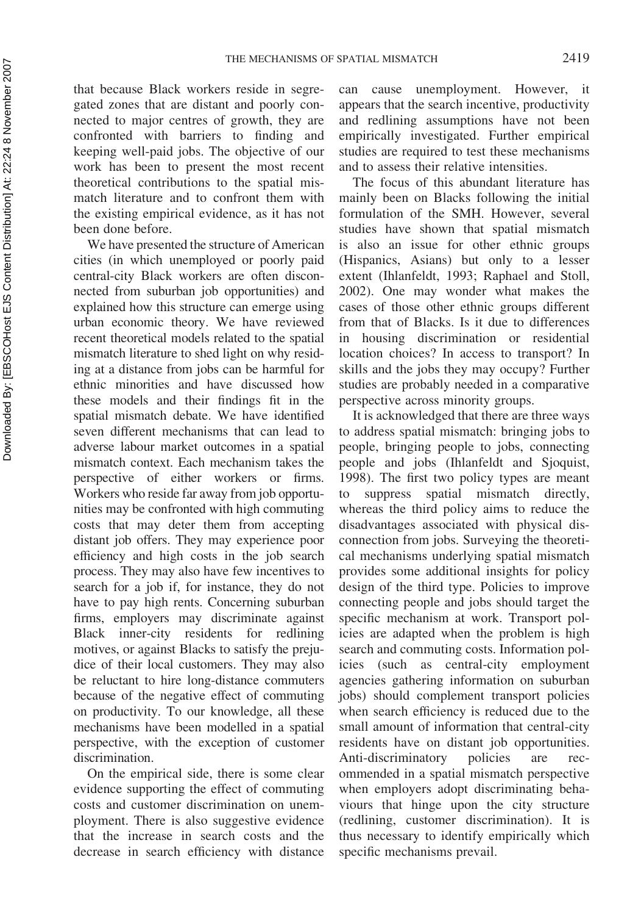that because Black workers reside in segregated zones that are distant and poorly connected to major centres of growth, they are confronted with barriers to finding and keeping well-paid jobs. The objective of our work has been to present the most recent theoretical contributions to the spatial mismatch literature and to confront them with the existing empirical evidence, as it has not been done before.

We have presented the structure of American cities (in which unemployed or poorly paid central-city Black workers are often disconnected from suburban job opportunities) and explained how this structure can emerge using urban economic theory. We have reviewed recent theoretical models related to the spatial mismatch literature to shed light on why residing at a distance from jobs can be harmful for ethnic minorities and have discussed how these models and their findings fit in the spatial mismatch debate. We have identified seven different mechanisms that can lead to adverse labour market outcomes in a spatial mismatch context. Each mechanism takes the perspective of either workers or firms. Workers who reside far away from job opportunities may be confronted with high commuting costs that may deter them from accepting distant job offers. They may experience poor efficiency and high costs in the job search process. They may also have few incentives to search for a job if, for instance, they do not have to pay high rents. Concerning suburban firms, employers may discriminate against Black inner-city residents for redlining motives, or against Blacks to satisfy the prejudice of their local customers. They may also be reluctant to hire long-distance commuters because of the negative effect of commuting on productivity. To our knowledge, all these mechanisms have been modelled in a spatial perspective, with the exception of customer discrimination.

On the empirical side, there is some clear evidence supporting the effect of commuting costs and customer discrimination on unemployment. There is also suggestive evidence that the increase in search costs and the decrease in search efficiency with distance can cause unemployment. However, it appears that the search incentive, productivity and redlining assumptions have not been empirically investigated. Further empirical studies are required to test these mechanisms and to assess their relative intensities.

The focus of this abundant literature has mainly been on Blacks following the initial formulation of the SMH. However, several studies have shown that spatial mismatch is also an issue for other ethnic groups (Hispanics, Asians) but only to a lesser extent (Ihlanfeldt, 1993; Raphael and Stoll, 2002). One may wonder what makes the cases of those other ethnic groups different from that of Blacks. Is it due to differences in housing discrimination or residential location choices? In access to transport? In skills and the jobs they may occupy? Further studies are probably needed in a comparative perspective across minority groups.

It is acknowledged that there are three ways to address spatial mismatch: bringing jobs to people, bringing people to jobs, connecting people and jobs (Ihlanfeldt and Sjoquist, 1998). The first two policy types are meant to suppress spatial mismatch directly, whereas the third policy aims to reduce the disadvantages associated with physical disconnection from jobs. Surveying the theoretical mechanisms underlying spatial mismatch provides some additional insights for policy design of the third type. Policies to improve connecting people and jobs should target the specific mechanism at work. Transport policies are adapted when the problem is high search and commuting costs. Information policies (such as central-city employment agencies gathering information on suburban jobs) should complement transport policies when search efficiency is reduced due to the small amount of information that central-city residents have on distant job opportunities. Anti-discriminatory policies are recommended in a spatial mismatch perspective when employers adopt discriminating behaviours that hinge upon the city structure (redlining, customer discrimination). It is thus necessary to identify empirically which specific mechanisms prevail.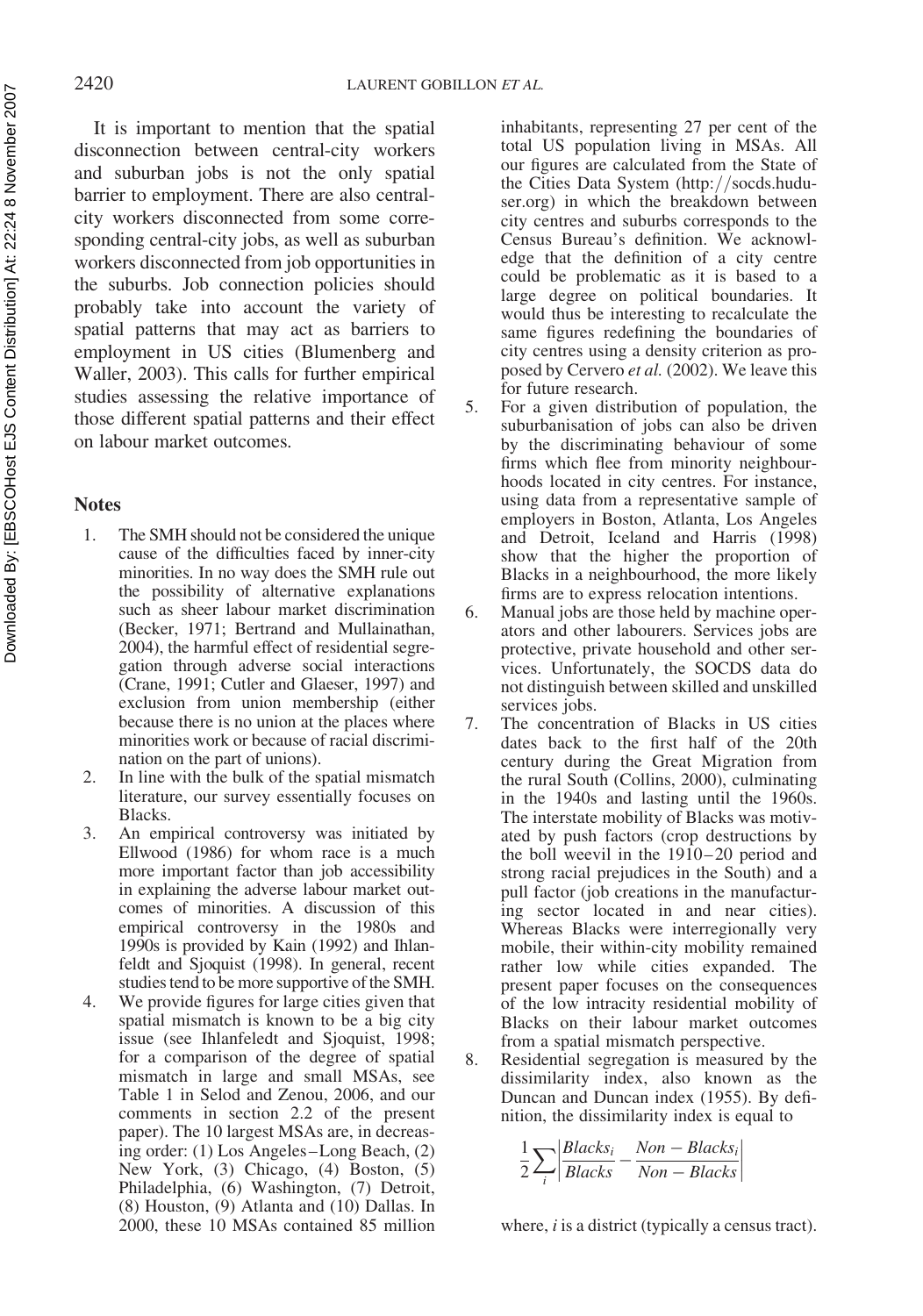It is important to mention that the spatial disconnection between central-city workers and suburban jobs is not the only spatial barrier to employment. There are also central-city workers disconnected from some corresponding central-city jobs, as well as suburban workers disconnected from job opportunities in the suburbs. Job connection policies should probably take into account the variety of spatial patterns that may act as barriers to employment in US cities (Blumenberg and Waller, 2003). This calls for further empirical studies assessing the relative importance of those different spatial patterns and their effect on labour market outcomes.

## Notes

1. The SMH should not be considered the unique cause of the difficulties faced by inner-city minorities. In no way does the SMH rule out the possibility of alternative explanations such as sheer labour market discrimination (Becker, 1971; Bertrand and Mullainathan, 2004), the harmful effect of residential segregation through adverse social interactions (Crane, 1991; Cutler and Glaeser, 1997) and exclusion from union membership (either because there is no union at the places where minorities work or because of racial discrimination on the part of unions).
2. In line with the bulk of the spatial mismatch literature, our survey essentially focuses on Blacks.
3. An empirical controversy was initiated by Ellwood (1986) for whom race is a much more important factor than job accessibility in explaining the adverse labour market outcomes of minorities. A discussion of this empirical controversy in the 1980s and 1990s is provided by Kain (1992) and Ihlanfeldt and Sjoquist (1998). In general, recent studies tend to be more supportive of the SMH.
4. We provide figures for large cities given that spatial mismatch is known to be a big city issue (see Ihlanfeldt and Sjoquist, 1998; for a comparison of the degree of spatial mismatch in large and small MSAs, see Table 1 in Selod and Zenou, 2006, and our comments in section 2.2 of the present paper). The 10 largest MSAs are, in decreasing order: (1) Los Angeles–Long Beach, (2) New York, (3) Chicago, (4) Boston, (5) Philadelphia, (6) Washington, (7) Detroit, (8) Houston, (9) Atlanta and (10) Dallas. In 2000, these 10 MSAs contained 85 million inhabitants, representing 27 per cent of the total US population living in MSAs. All our figures are calculated from the State of the Cities Data System (http://socds.huduser.org) in which the breakdown between city centres and suburbs corresponds to the Census Bureau's definition. We acknowledge that the definition of a city centre could be problematic as it is based to a large degree on political boundaries. It would thus be interesting to recalculate the same figures redefining the boundaries of city centres using a density criterion as proposed by Cervero *et al.* (2002). We leave this for future research.
5. For a given distribution of population, the suburbanisation of jobs can also be driven by the discriminating behaviour of some firms which flee from minority neighbourhoods located in city centres. For instance, using data from a representative sample of employers in Boston, Atlanta, Los Angeles and Detroit, Iceland and Harris (1998) show that the higher the proportion of Blacks in a neighbourhood, the more likely firms are to express relocation intentions.
6. Manual jobs are those held by machine operators and other labourers. Services jobs are protective, private household and other services. Unfortunately, the SOCDS data do not distinguish between skilled and unskilled services jobs.
7. The concentration of Blacks in US cities dates back to the first half of the 20th century during the Great Migration from the rural South (Collins, 2000), culminating in the 1940s and lasting until the 1960s. The interstate mobility of Blacks was motivated by push factors (crop destructions by the boll weevil in the 1910–20 period and strong racial prejudices in the South) and a pull factor (job creations in the manufacturing sector located in and near cities). Whereas Blacks were interregionally very mobile, their within-city mobility remained rather low while cities expanded. The present paper focuses on the consequences of the low intracity residential mobility of Blacks on their labour market outcomes from a spatial mismatch perspective.
8. Residential segregation is measured by the dissimilarity index, also known as the Duncan and Duncan index (1955). By definition, the dissimilarity index is equal to

$$\frac{1}{2}\sum_{i}\left|\frac{Blacks_i}{Blacks}-\frac{Non-Blacks_i}{Non-Blacks}\right|$$

where, $i$ is a district (typically a census tract).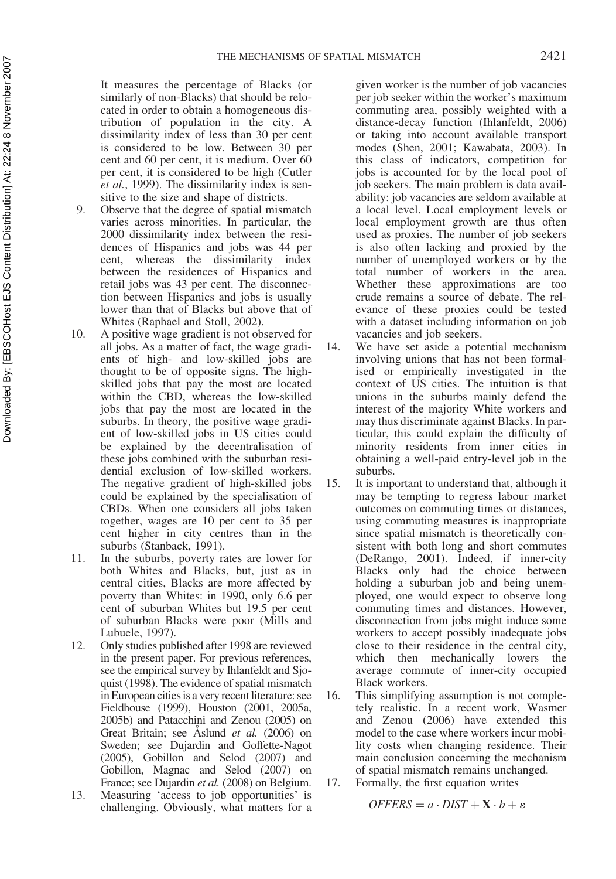It measures the percentage of Blacks (or similarly of non-Blacks) that should be relocated in order to obtain a homogeneous distribution of population in the city. A dissimilarity index of less than 30 per cent is considered to be low. Between 30 per cent and 60 per cent, it is medium. Over 60 per cent, it is considered to be high (Cutler *et al.*, 1999). The dissimilarity index is sensitive to the size and shape of districts.

9. Observe that the degree of spatial mismatch varies across minorities. In particular, the 2000 dissimilarity index between the residences of Hispanics and jobs was 44 per cent, whereas the dissimilarity index between the residences of Hispanics and retail jobs was 43 per cent. The disconnection between Hispanics and jobs is usually lower than that of Blacks but above that of Whites (Raphael and Stoll, 2002).
10. A positive wage gradient is not observed for all jobs. As a matter of fact, the wage gradients of high- and low-skilled jobs are thought to be of opposite signs. The high-skilled jobs that pay the most are located within the CBD, whereas the low-skilled jobs that pay the most are located in the suburbs. In theory, the positive wage gradient of low-skilled jobs in US cities could be explained by the decentralisation of these jobs combined with the suburban residential exclusion of low-skilled workers. The negative gradient of high-skilled jobs could be explained by the specialisation of CBDs. When one considers all jobs taken together, wages are 10 per cent to 35 per cent higher in city centres than in the suburbs (Stanback, 1991).
11. In the suburbs, poverty rates are lower for both Whites and Blacks, but, just as in central cities, Blacks are more affected by poverty than Whites: in 1990, only 6.6 per cent of suburban Whites but 19.5 per cent of suburban Blacks were poor (Mills and Lubuele, 1997).
12. Only studies published after 1998 are reviewed in the present paper. For previous references, see the empirical survey by Ihlanfeldt and Sjoquist (1998). The evidence of spatial mismatch in European cities is a very recent literature: see Fieldhouse (1999), Houston (2001, 2005a, 2005b) and Patacchini and Zenou (2005) on Great Britain; see Åslund *et al.* (2006) on Sweden; see Dujardin and Goffette-Nagot (2005), Gobillon and Selod (2007) and Gobillon, Magnac and Selod (2007) on France; see Dujardin *et al.* (2008) on Belgium.
13. Measuring 'access to job opportunities' is challenging. Obviously, what matters for a given worker is the number of job vacancies per job seeker within the worker's maximum commuting area, possibly weighted with a distance-decay function (Ihlanfeldt, 2006) or taking into account available transport modes (Shen, 2001; Kawabata, 2003). In this class of indicators, competition for jobs is accounted for by the local pool of job seekers. The main problem is data availability: job vacancies are seldom available at a local level. Local employment levels or local employment growth are thus often used as proxies. The number of job seekers is also often lacking and proxied by the number of unemployed workers or by the total number of workers in the area. Whether these approximations are too crude remains a source of debate. The relevance of these proxies could be tested with a dataset including information on job vacancies and job seekers.
14. We have set aside a potential mechanism involving unions that has not been formalised or empirically investigated in the context of US cities. The intuition is that unions in the suburbs mainly defend the interest of the majority White workers and may thus discriminate against Blacks. In particular, this could explain the difficulty of minority residents from inner cities in obtaining a well-paid entry-level job in the suburbs.
15. It is important to understand that, although it may be tempting to regress labour market outcomes on commuting times or distances, using commuting measures is inappropriate since spatial mismatch is theoretically consistent with both long and short commutes (DeRango, 2001). Indeed, if inner-city Blacks only had the choice between holding a suburban job and being unemployed, one would expect to observe long commuting times and distances. However, disconnection from jobs might induce some workers to accept possibly inadequate jobs close to their residence in the central city, which then mechanically lowers the average commute of inner-city occupied Black workers.
16. This simplifying assumption is not completely realistic. In a recent work, Wasmer and Zenou (2006) have extended this model to the case where workers incur mobility costs when changing residence. Their main conclusion concerning the mechanism of spatial mismatch remains unchanged.
17. Formally, the first equation writes

$$OFFERS = a \cdot DIST + \mathbf{X} \cdot b + \varepsilon$$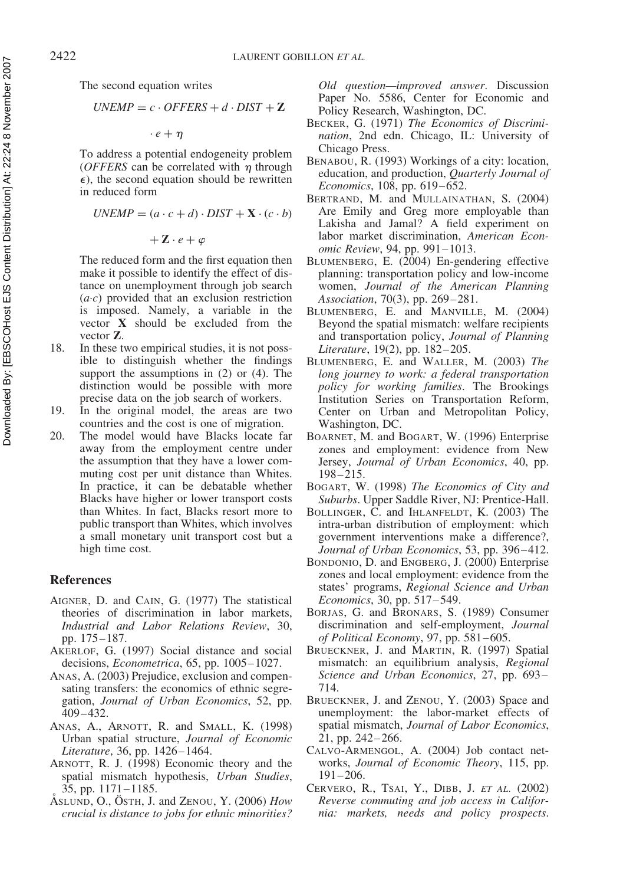The second equation writes

$$UNEMP = c \cdot OFFERS + d \cdot DIST + \mathbf{Z} \cdot e + \eta$$

To address a potential endogeneity problem (*OFFERS* can be correlated with $\eta$ through $\epsilon$), the second equation should be rewritten in reduced form

$$UNEMP = (a \cdot c + d) \cdot DIST + \mathbf{X} \cdot (c \cdot b) + \mathbf{Z} \cdot e + \varphi$$

The reduced form and the first equation then make it possible to identify the effect of distance on unemployment through job search ($a{\cdot}c$) provided that an exclusion restriction is imposed. Namely, a variable in the vector $\mathbf{X}$ should be excluded from the vector $\mathbf{Z}$.

18. In these two empirical studies, it is not possible to distinguish whether the findings support the assumptions in (2) or (4). The distinction would be possible with more precise data on the job search of workers.
19. In the original model, the areas are two countries and the cost is one of migration.
20. The model would have Blacks locate far away from the employment centre under the assumption that they have a lower commuting cost per unit distance than Whites. In practice, it can be debatable whether Blacks have higher or lower transport costs than Whites. In fact, Blacks resort more to public transport than Whites, which involves a small monetary unit transport cost but a high time cost.

## References

AIGNER, D. and CAIN, G. (1977) The statistical theories of discrimination in labor markets, *Industrial and Labor Relations Review*, 30, pp. 175–187.

AKERLOF, G. (1997) Social distance and social decisions, *Econometrica*, 65, pp. 1005–1027.

ANAS, A. (2003) Prejudice, exclusion and compensating transfers: the economics of ethnic segregation, *Journal of Urban Economics*, 52, pp. 409–432.

ANAS, A., ARNOTT, R. and SMALL, K. (1998) Urban spatial structure, *Journal of Economic Literature*, 36, pp. 1426–1464.

ARNOTT, R. J. (1998) Economic theory and the spatial mismatch hypothesis, *Urban Studies*, 35, pp. 1171–1185.

ÅSLUND, O., ÖSTH, J. and ZENOU, Y. (2006) *How crucial is distance to jobs for ethnic minorities? Old question—improved answer*. Discussion Paper No. 5586, Center for Economic and Policy Research, Washington, DC.

BECKER, G. (1971) *The Economics of Discrimination*, 2nd edn. Chicago, IL: University of Chicago Press.

BENABOU, R. (1993) Workings of a city: location, education, and production, *Quarterly Journal of Economics*, 108, pp. 619–652.

BERTRAND, M. and MULLAINATHAN, S. (2004) Are Emily and Greg more employable than Lakisha and Jamal? A field experiment on labor market discrimination, *American Economic Review*, 94, pp. 991–1013.

BLUMENBERG, E. (2004) En-gendering effective planning: transportation policy and low-income women, *Journal of the American Planning Association*, 70(3), pp. 269–281.

BLUMENBERG, E. and MANVILLE, M. (2004) Beyond the spatial mismatch: welfare recipients and transportation policy, *Journal of Planning Literature*, 19(2), pp. 182–205.

BLUMENBERG, E. and WALLER, M. (2003) *The long journey to work: a federal transportation policy for working families*. The Brookings Institution Series on Transportation Reform, Center on Urban and Metropolitan Policy, Washington, DC.

BOARNET, M. and BOGART, W. (1996) Enterprise zones and employment: evidence from New Jersey, *Journal of Urban Economics*, 40, pp. 198–215.

BOGART, W. (1998) *The Economics of City and Suburbs*. Upper Saddle River, NJ: Prentice-Hall.

BOLLINGER, C. and IHLANFELDT, K. (2003) The intra-urban distribution of employment: which government interventions make a difference?, *Journal of Urban Economics*, 53, pp. 396–412.

BONDONIO, D. and ENGBERG, J. (2000) Enterprise zones and local employment: evidence from the states' programs, *Regional Science and Urban Economics*, 30, pp. 517–549.

BORJAS, G. and BRONARS, S. (1989) Consumer discrimination and self-employment, *Journal of Political Economy*, 97, pp. 581–605.

BRUECKNER, J. and MARTIN, R. (1997) Spatial mismatch: an equilibrium analysis, *Regional Science and Urban Economics*, 27, pp. 693–714.

BRUECKNER, J. and ZENOU, Y. (2003) Space and unemployment: the labor-market effects of spatial mismatch, *Journal of Labor Economics*, 21, pp. 242–266.

CALVO-ARMENGOL, A. (2004) Job contact networks, *Journal of Economic Theory*, 115, pp. 191–206.

CERVERO, R., TSAI, Y., DIBB, J. *ET AL.* (2002) *Reverse commuting and job access in California: markets, needs and policy prospects*.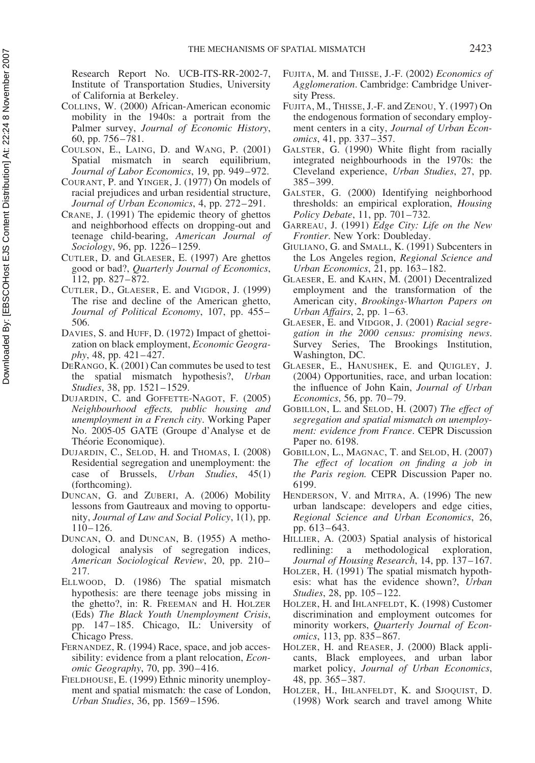Research Report No. UCB-ITS-RR-2002-7, Institute of Transportation Studies, University of California at Berkeley.

COLLINS, W. (2000) African-American economic mobility in the 1940s: a portrait from the Palmer survey, *Journal of Economic History*, 60, pp. 756–781.

COULSON, E., LAING, D. and WANG, P. (2001) Spatial mismatch in search equilibrium, *Journal of Labor Economics*, 19, pp. 949–972.

COURANT, P. and YINGER, J. (1977) On models of racial prejudices and urban residential structure, *Journal of Urban Economics*, 4, pp. 272–291.

CRANE, J. (1991) The epidemic theory of ghettos and neighborhood effects on dropping-out and teenage child-bearing, *American Journal of Sociology*, 96, pp. 1226–1259.

CUTLER, D. and GLAESER, E. (1997) Are ghettos good or bad?, *Quarterly Journal of Economics*, 112, pp. 827–872.

CUTLER, D., GLAESER, E. and VIGDOR, J. (1999) The rise and decline of the American ghetto, *Journal of Political Economy*, 107, pp. 455–506.

DAVIES, S. and HUFF, D. (1972) Impact of ghettoization on black employment, *Economic Geography*, 48, pp. 421–427.

DERANGO, K. (2001) Can commutes be used to test the spatial mismatch hypothesis?, *Urban Studies*, 38, pp. 1521–1529.

DUJARDIN, C. and GOFFETTE-NAGOT, F. (2005) *Neighbourhood effects, public housing and unemployment in a French city*. Working Paper No. 2005-05 GATE (Groupe d'Analyse et de Théorie Economique).

DUJARDIN, C., SELOD, H. and THOMAS, I. (2008) Residential segregation and unemployment: the case of Brussels, *Urban Studies*, 45(1) (forthcoming).

DUNCAN, G. and ZUBERI, A. (2006) Mobility lessons from Gautreaux and moving to opportunity, *Journal of Law and Social Policy*, 1(1), pp. 110–126.

DUNCAN, O. and DUNCAN, B. (1955) A methodological analysis of segregation indices, *American Sociological Review*, 20, pp. 210–217.

ELLWOOD, D. (1986) The spatial mismatch hypothesis: are there teenage jobs missing in the ghetto?, in: R. FREEMAN and H. HOLZER (Eds) *The Black Youth Unemployment Crisis*, pp. 147–185. Chicago, IL: University of Chicago Press.

FERNANDEZ, R. (1994) Race, space, and job accessibility: evidence from a plant relocation, *Economic Geography*, 70, pp. 390–416.

FIELDHOUSE, E. (1999) Ethnic minority unemployment and spatial mismatch: the case of London, *Urban Studies*, 36, pp. 1569–1596.

FUJITA, M. and THISSE, J.-F. (2002) *Economics of Agglomeration*. Cambridge: Cambridge University Press.

FUJITA, M., THISSE, J.-F. and ZENOU, Y. (1997) On the endogenous formation of secondary employment centers in a city, *Journal of Urban Economics*, 41, pp. 337–357.

GALSTER, G. (1990) White flight from racially integrated neighbourhoods in the 1970s: the Cleveland experience, *Urban Studies*, 27, pp. 385–399.

GALSTER, G. (2000) Identifying neighborhood thresholds: an empirical exploration, *Housing Policy Debate*, 11, pp. 701–732.

GARREAU, J. (1991) *Edge City: Life on the New Frontier*. New York: Doubleday.

GIULIANO, G. and SMALL, K. (1991) Subcenters in the Los Angeles region, *Regional Science and Urban Economics*, 21, pp. 163–182.

GLAESER, E. and KAHN, M. (2001) Decentralized employment and the transformation of the American city, *Brookings-Wharton Papers on Urban Affairs*, 2, pp. 1–63.

GLAESER, E. and VIDGOR, J. (2001) *Racial segregation in the 2000 census: promising news*. Survey Series, The Brookings Institution, Washington, DC.

GLAESER, E., HANUSHEK, E. and QUIGLEY, J. (2004) Opportunities, race, and urban location: the influence of John Kain, *Journal of Urban Economics*, 56, pp. 70–79.

GOBILLON, L. and SELOD, H. (2007) *The effect of segregation and spatial mismatch on unemployment: evidence from France*. CEPR Discussion Paper no. 6198.

GOBILLON, L., MAGNAC, T. and SELOD, H. (2007) *The effect of location on finding a job in the Paris region.* CEPR Discussion Paper no. 6199.

HENDERSON, V. and MITRA, A. (1996) The new urban landscape: developers and edge cities, *Regional Science and Urban Economics*, 26, pp. 613–643.

HILLIER, A. (2003) Spatial analysis of historical redlining: a methodological exploration, *Journal of Housing Research*, 14, pp. 137–167.

HOLZER, H. (1991) The spatial mismatch hypothesis: what has the evidence shown?, *Urban Studies*, 28, pp. 105–122.

HOLZER, H. and IHLANFELDT, K. (1998) Customer discrimination and employment outcomes for minority workers, *Quarterly Journal of Economics*, 113, pp. 835–867.

HOLZER, H. and REASER, J. (2000) Black applicants, Black employees, and urban labor market policy, *Journal of Urban Economics*, 48, pp. 365–387.

HOLZER, H., IHLANFELDT, K. and SJOQUIST, D. (1998) Work search and travel among White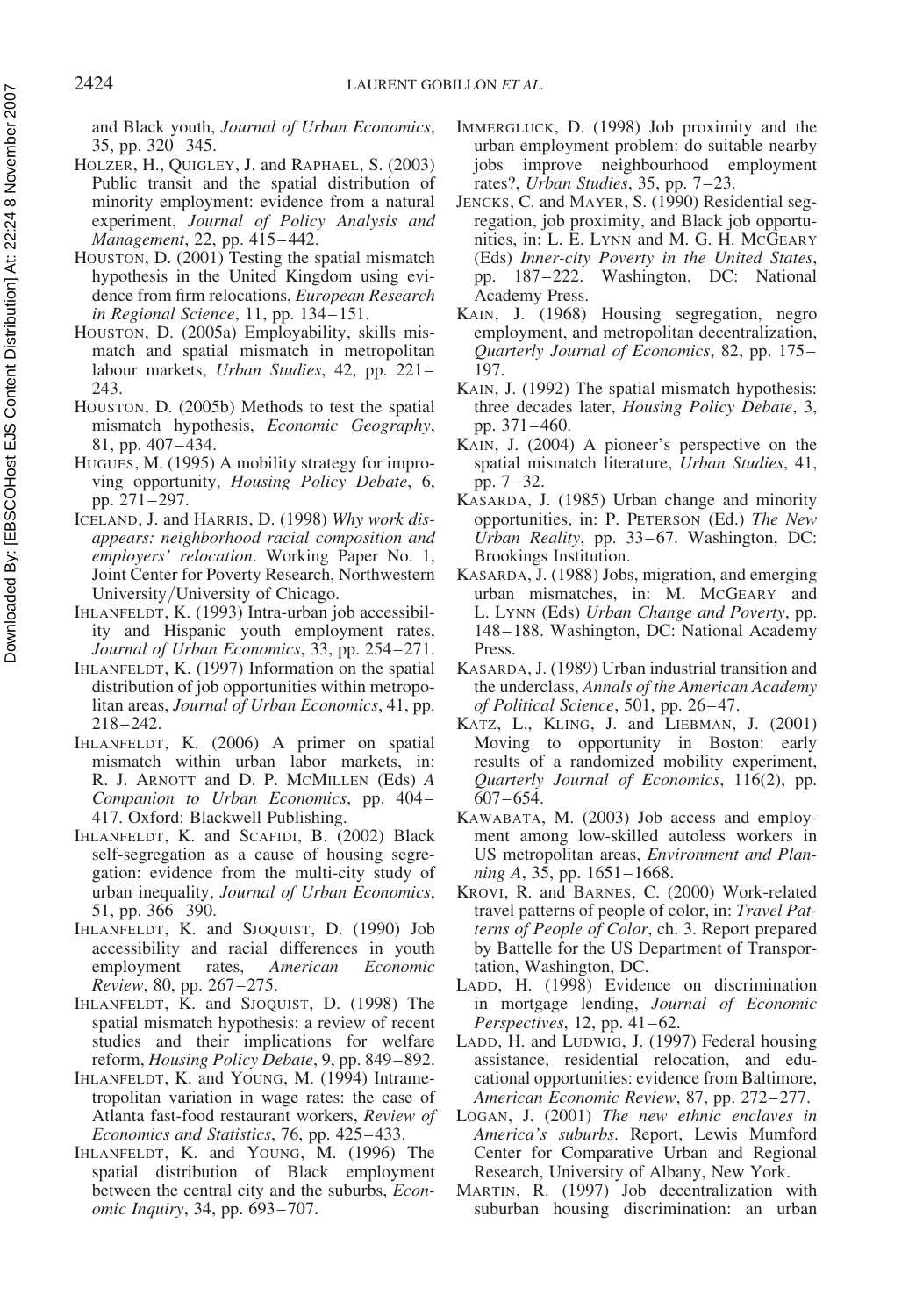and Black youth, *Journal of Urban Economics*, 35, pp. 320–345.

HOLZER, H., QUIGLEY, J. and RAPHAEL, S. (2003) Public transit and the spatial distribution of minority employment: evidence from a natural experiment, *Journal of Policy Analysis and Management*, 22, pp. 415–442.

HOUSTON, D. (2001) Testing the spatial mismatch hypothesis in the United Kingdom using evidence from firm relocations, *European Research in Regional Science*, 11, pp. 134–151.

HOUSTON, D. (2005a) Employability, skills mismatch and spatial mismatch in metropolitan labour markets, *Urban Studies*, 42, pp. 221–243.

HOUSTON, D. (2005b) Methods to test the spatial mismatch hypothesis, *Economic Geography*, 81, pp. 407–434.

HUGUES, M. (1995) A mobility strategy for improving opportunity, *Housing Policy Debate*, 6, pp. 271–297.

ICELAND, J. and HARRIS, D. (1998) *Why work disappears: neighborhood racial composition and employers' relocation*. Working Paper No. 1, Joint Center for Poverty Research, Northwestern University/University of Chicago.

IHLANFELDT, K. (1993) Intra-urban job accessibility and Hispanic youth employment rates, *Journal of Urban Economics*, 33, pp. 254–271.

IHLANFELDT, K. (1997) Information on the spatial distribution of job opportunities within metropolitan areas, *Journal of Urban Economics*, 41, pp. 218–242.

IHLANFELDT, K. (2006) A primer on spatial mismatch within urban labor markets, in: R. J. ARNOTT and D. P. MCMILLEN (Eds) *A Companion to Urban Economics*, pp. 404–417. Oxford: Blackwell Publishing.

IHLANFELDT, K. and SCAFIDI, B. (2002) Black self-segregation as a cause of housing segregation: evidence from the multi-city study of urban inequality, *Journal of Urban Economics*, 51, pp. 366–390.

IHLANFELDT, K. and SJOQUIST, D. (1990) Job accessibility and racial differences in youth employment rates, *American Economic Review*, 80, pp. 267–275.

IHLANFELDT, K. and SJOQUIST, D. (1998) The spatial mismatch hypothesis: a review of recent studies and their implications for welfare reform, *Housing Policy Debate*, 9, pp. 849–892.

IHLANFELDT, K. and YOUNG, M. (1994) Intrametropolitan variation in wage rates: the case of Atlanta fast-food restaurant workers, *Review of Economics and Statistics*, 76, pp. 425–433.

IHLANFELDT, K. and YOUNG, M. (1996) The spatial distribution of Black employment between the central city and the suburbs, *Economic Inquiry*, 34, pp. 693–707.

IMMERGLUCK, D. (1998) Job proximity and the urban employment problem: do suitable nearby jobs improve neighbourhood employment rates?, *Urban Studies*, 35, pp. 7–23.

JENCKS, C. and MAYER, S. (1990) Residential segregation, job proximity, and Black job opportunities, in: L. E. LYNN and M. G. H. MCGEARY (Eds) *Inner-city Poverty in the United States*, pp. 187–222. Washington, DC: National Academy Press.

KAIN, J. (1968) Housing segregation, negro employment, and metropolitan decentralization, *Quarterly Journal of Economics*, 82, pp. 175–197.

KAIN, J. (1992) The spatial mismatch hypothesis: three decades later, *Housing Policy Debate*, 3, pp. 371–460.

KAIN, J. (2004) A pioneer's perspective on the spatial mismatch literature, *Urban Studies*, 41, pp. 7–32.

KASARDA, J. (1985) Urban change and minority opportunities, in: P. PETERSON (Ed.) *The New Urban Reality*, pp. 33–67. Washington, DC: Brookings Institution.

KASARDA, J. (1988) Jobs, migration, and emerging urban mismatches, in: M. MCGEARY and L. LYNN (Eds) *Urban Change and Poverty*, pp. 148–188. Washington, DC: National Academy Press.

KASARDA, J. (1989) Urban industrial transition and the underclass, *Annals of the American Academy of Political Science*, 501, pp. 26–47.

KATZ, L., KLING, J. and LIEBMAN, J. (2001) Moving to opportunity in Boston: early results of a randomized mobility experiment, *Quarterly Journal of Economics*, 116(2), pp. 607–654.

KAWABATA, M. (2003) Job access and employment among low-skilled autoless workers in US metropolitan areas, *Environment and Planning A*, 35, pp. 1651–1668.

KROVI, R. and BARNES, C. (2000) Work-related travel patterns of people of color, in: *Travel Patterns of People of Color*, ch. 3. Report prepared by Battelle for the US Department of Transportation, Washington, DC.

LADD, H. (1998) Evidence on discrimination in mortgage lending, *Journal of Economic Perspectives*, 12, pp. 41–62.

LADD, H. and LUDWIG, J. (1997) Federal housing assistance, residential relocation, and educational opportunities: evidence from Baltimore, *American Economic Review*, 87, pp. 272–277.

LOGAN, J. (2001) *The new ethnic enclaves in America's suburbs*. Report, Lewis Mumford Center for Comparative Urban and Regional Research, University of Albany, New York.

MARTIN, R. (1997) Job decentralization with suburban housing discrimination: an urban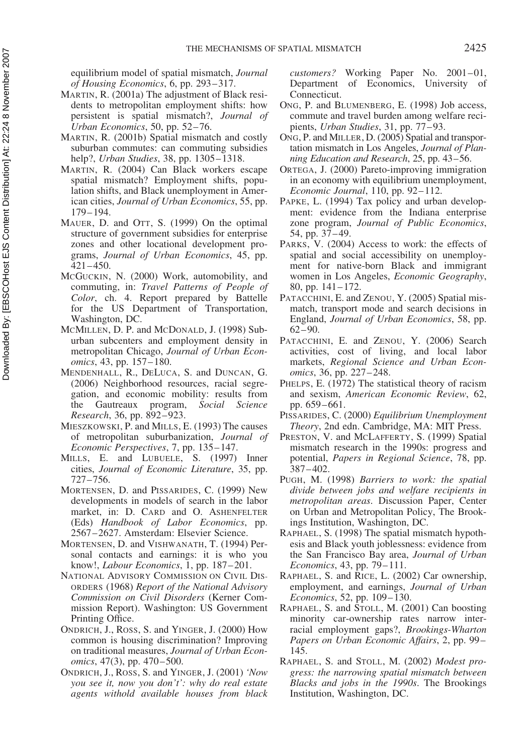equilibrium model of spatial mismatch, *Journal of Housing Economics*, 6, pp. 293–317.

MARTIN, R. (2001a) The adjustment of Black residents to metropolitan employment shifts: how persistent is spatial mismatch?, *Journal of Urban Economics*, 50, pp. 52–76.

MARTIN, R. (2001b) Spatial mismatch and costly suburban commutes: can commuting subsidies help?, *Urban Studies*, 38, pp. 1305–1318.

MARTIN, R. (2004) Can Black workers escape spatial mismatch? Employment shifts, population shifts, and Black unemployment in American cities, *Journal of Urban Economics*, 55, pp. 179–194.

MAUER, D. and OTT, S. (1999) On the optimal structure of government subsidies for enterprise zones and other locational development programs, *Journal of Urban Economics*, 45, pp. 421–450.

MCGUCKIN, N. (2000) Work, automobility, and commuting, in: *Travel Patterns of People of Color*, ch. 4. Report prepared by Battelle for the US Department of Transportation, Washington, DC.

MCMILLEN, D. P. and MCDONALD, J. (1998) Suburban subcenters and employment density in metropolitan Chicago, *Journal of Urban Economics*, 43, pp. 157–180.

MENDENHALL, R., DELUCA, S. and DUNCAN, G. (2006) Neighborhood resources, racial segregation, and economic mobility: results from the Gautreaux program, *Social Science Research*, 36, pp. 892–923.

MIESZKOWSKI, P. and MILLS, E. (1993) The causes of metropolitan suburbanization, *Journal of Economic Perspectives*, 7, pp. 135–147.

MILLS, E. and LUBUELE, S. (1997) Inner cities, *Journal of Economic Literature*, 35, pp. 727–756.

MORTENSEN, D. and PISSARIDES, C. (1999) New developments in models of search in the labor market, in: D. CARD and O. ASHENFELTER (Eds) *Handbook of Labor Economics*, pp. 2567–2627. Amsterdam: Elsevier Science.

MORTENSEN, D. and VISHWANATH, T. (1994) Personal contacts and earnings: it is who you know!, *Labour Economics*, 1, pp. 187–201.

NATIONAL ADVISORY COMMISSION ON CIVIL DISORDERS (1968) *Report of the National Advisory Commission on Civil Disorders* (Kerner Commission Report). Washington: US Government Printing Office.

ONDRICH, J., ROSS, S. and YINGER, J. (2000) How common is housing discrimination? Improving on traditional measures, *Journal of Urban Economics*, 47(3), pp. 470–500.

ONDRICH, J., ROSS, S. and YINGER, J. (2001) *'Now you see it, now you don't': why do real estate agents withold available houses from black customers?* Working Paper No. 2001–01, Department of Economics, University of Connecticut.

ONG, P. and BLUMENBERG, E. (1998) Job access, commute and travel burden among welfare recipients, *Urban Studies*, 31, pp. 77–93.

ONG, P. and MILLER, D. (2005) Spatial and transportation mismatch in Los Angeles, *Journal of Planning Education and Research*, 25, pp. 43–56.

ORTEGA, J. (2000) Pareto-improving immigration in an economy with equilibrium unemployment, *Economic Journal*, 110, pp. 92–112.

PAPKE, L. (1994) Tax policy and urban development: evidence from the Indiana enterprise zone program, *Journal of Public Economics*, 54, pp. 37–49.

PARKS, V. (2004) Access to work: the effects of spatial and social accessibility on unemployment for native-born Black and immigrant women in Los Angeles, *Economic Geography*, 80, pp. 141–172.

PATACCHINI, E. and ZENOU, Y. (2005) Spatial mismatch, transport mode and search decisions in England, *Journal of Urban Economics*, 58, pp. 62–90.

PATACCHINI, E. and ZENOU, Y. (2006) Search activities, cost of living, and local labor markets, *Regional Science and Urban Economics*, 36, pp. 227–248.

PHELPS, E. (1972) The statistical theory of racism and sexism, *American Economic Review*, 62, pp. 659–661.

PISSARIDES, C. (2000) *Equilibrium Unemployment Theory*, 2nd edn. Cambridge, MA: MIT Press.

PRESTON, V. and MCLAFFERTY, S. (1999) Spatial mismatch research in the 1990s: progress and potential, *Papers in Regional Science*, 78, pp. 387–402.

PUGH, M. (1998) *Barriers to work: the spatial divide between jobs and welfare recipients in metropolitan areas*. Discussion Paper, Center on Urban and Metropolitan Policy, The Brookings Institution, Washington, DC.

RAPHAEL, S. (1998) The spatial mismatch hypothesis and Black youth joblessness: evidence from the San Francisco Bay area, *Journal of Urban Economics*, 43, pp. 79–111.

RAPHAEL, S. and RICE, L. (2002) Car ownership, employment, and earnings, *Journal of Urban Economics*, 52, pp. 109–130.

RAPHAEL, S. and STOLL, M. (2001) Can boosting minority car-ownership rates narrow interracial employment gaps?, *Brookings-Wharton Papers on Urban Economic Affairs*, 2, pp. 99–145.

RAPHAEL, S. and STOLL, M. (2002) *Modest progress: the narrowing spatial mismatch between Blacks and jobs in the 1990s*. The Brookings Institution, Washington, DC.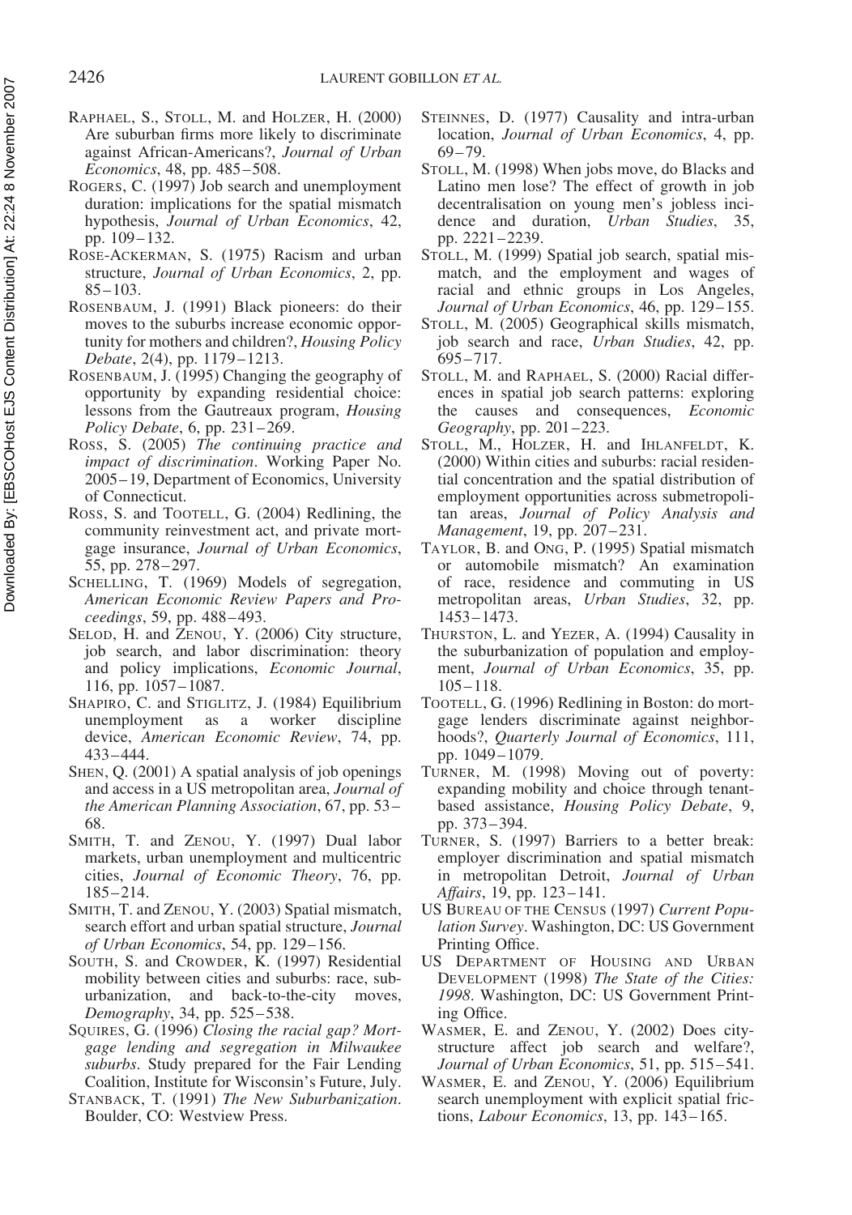RAPHAEL, S., STOLL, M. and HOLZER, H. (2000) Are suburban firms more likely to discriminate against African-Americans?, *Journal of Urban Economics*, 48, pp. 485–508.

ROGERS, C. (1997) Job search and unemployment duration: implications for the spatial mismatch hypothesis, *Journal of Urban Economics*, 42, pp. 109–132.

ROSE-ACKERMAN, S. (1975) Racism and urban structure, *Journal of Urban Economics*, 2, pp. 85–103.

ROSENBAUM, J. (1991) Black pioneers: do their moves to the suburbs increase economic opportunity for mothers and children?, *Housing Policy Debate*, 2(4), pp. 1179–1213.

ROSENBAUM, J. (1995) Changing the geography of opportunity by expanding residential choice: lessons from the Gautreaux program, *Housing Policy Debate*, 6, pp. 231–269.

ROSS, S. (2005) *The continuing practice and impact of discrimination*. Working Paper No. 2005–19, Department of Economics, University of Connecticut.

ROSS, S. and TOOTELL, G. (2004) Redlining, the community reinvestment act, and private mortgage insurance, *Journal of Urban Economics*, 55, pp. 278–297.

SCHELLING, T. (1969) Models of segregation, *American Economic Review Papers and Proceedings*, 59, pp. 488–493.

SELOD, H. and ZENOU, Y. (2006) City structure, job search, and labor discrimination: theory and policy implications, *Economic Journal*, 116, pp. 1057–1087.

SHAPIRO, C. and STIGLITZ, J. (1984) Equilibrium unemployment as a worker discipline device, *American Economic Review*, 74, pp. 433–444.

SHEN, Q. (2001) A spatial analysis of job openings and access in a US metropolitan area, *Journal of the American Planning Association*, 67, pp. 53–68.

SMITH, T. and ZENOU, Y. (1997) Dual labor markets, urban unemployment and multicentric cities, *Journal of Economic Theory*, 76, pp. 185–214.

SMITH, T. and ZENOU, Y. (2003) Spatial mismatch, search effort and urban spatial structure, *Journal of Urban Economics*, 54, pp. 129–156.

SOUTH, S. and CROWDER, K. (1997) Residential mobility between cities and suburbs: race, suburbanization, and back-to-the-city moves, *Demography*, 34, pp. 525–538.

SQUIRES, G. (1996) *Closing the racial gap? Mortgage lending and segregation in Milwaukee suburbs*. Study prepared for the Fair Lending Coalition, Institute for Wisconsin's Future, July.

STANBACK, T. (1991) *The New Suburbanization*. Boulder, CO: Westview Press.

STEINNES, D. (1977) Causality and intra-urban location, *Journal of Urban Economics*, 4, pp. 69–79.

STOLL, M. (1998) When jobs move, do Blacks and Latino men lose? The effect of growth in job decentralisation on young men's jobless incidence and duration, *Urban Studies*, 35, pp. 2221–2239.

STOLL, M. (1999) Spatial job search, spatial mismatch, and the employment and wages of racial and ethnic groups in Los Angeles, *Journal of Urban Economics*, 46, pp. 129–155.

STOLL, M. (2005) Geographical skills mismatch, job search and race, *Urban Studies*, 42, pp. 695–717.

STOLL, M. and RAPHAEL, S. (2000) Racial differences in spatial job search patterns: exploring the causes and consequences, *Economic Geography*, pp. 201–223.

STOLL, M., HOLZER, H. and IHLANFELDT, K. (2000) Within cities and suburbs: racial residential concentration and the spatial distribution of employment opportunities across submetropolitan areas, *Journal of Policy Analysis and Management*, 19, pp. 207–231.

TAYLOR, B. and ONG, P. (1995) Spatial mismatch or automobile mismatch? An examination of race, residence and commuting in US metropolitan areas, *Urban Studies*, 32, pp. 1453–1473.

THURSTON, L. and YEZER, A. (1994) Causality in the suburbanization of population and employment, *Journal of Urban Economics*, 35, pp. 105–118.

TOOTELL, G. (1996) Redlining in Boston: do mortgage lenders discriminate against neighborhoods?, *Quarterly Journal of Economics*, 111, pp. 1049–1079.

TURNER, M. (1998) Moving out of poverty: expanding mobility and choice through tenant-based assistance, *Housing Policy Debate*, 9, pp. 373–394.

TURNER, S. (1997) Barriers to a better break: employer discrimination and spatial mismatch in metropolitan Detroit, *Journal of Urban Affairs*, 19, pp. 123–141.

US BUREAU OF THE CENSUS (1997) *Current Population Survey*. Washington, DC: US Government Printing Office.

US DEPARTMENT OF HOUSING AND URBAN DEVELOPMENT (1998) *The State of the Cities: 1998*. Washington, DC: US Government Printing Office.

WASMER, E. and ZENOU, Y. (2002) Does city-structure affect job search and welfare?, *Journal of Urban Economics*, 51, pp. 515–541.

WASMER, E. and ZENOU, Y. (2006) Equilibrium search unemployment with explicit spatial frictions, *Labour Economics*, 13, pp. 143–165.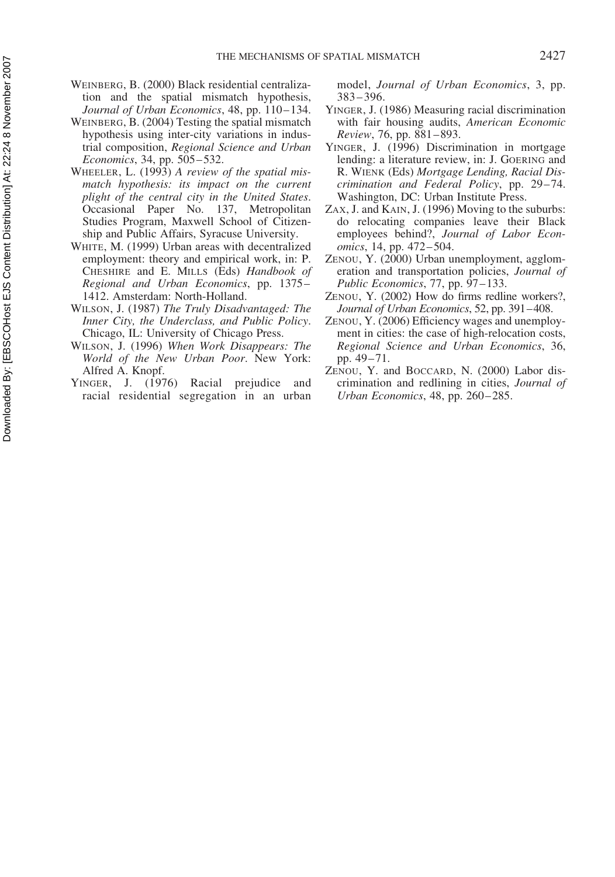WEINBERG, B. (2000) Black residential centralization and the spatial mismatch hypothesis, *Journal of Urban Economics*, 48, pp. 110–134.

WEINBERG, B. (2004) Testing the spatial mismatch hypothesis using inter-city variations in industrial composition, *Regional Science and Urban Economics*, 34, pp. 505–532.

WHEELER, L. (1993) *A review of the spatial mismatch hypothesis: its impact on the current plight of the central city in the United States*. Occasional Paper No. 137, Metropolitan Studies Program, Maxwell School of Citizenship and Public Affairs, Syracuse University.

WHITE, M. (1999) Urban areas with decentralized employment: theory and empirical work, in: P. CHESHIRE and E. MILLS (Eds) *Handbook of Regional and Urban Economics*, pp. 1375–1412. Amsterdam: North-Holland.

WILSON, J. (1987) *The Truly Disadvantaged: The Inner City, the Underclass, and Public Policy*. Chicago, IL: University of Chicago Press.

WILSON, J. (1996) *When Work Disappears: The World of the New Urban Poor*. New York: Alfred A. Knopf.

YINGER, J. (1976) Racial prejudice and racial residential segregation in an urban model, *Journal of Urban Economics*, 3, pp. 383–396.

YINGER, J. (1986) Measuring racial discrimination with fair housing audits, *American Economic Review*, 76, pp. 881–893.

YINGER, J. (1996) Discrimination in mortgage lending: a literature review, in: J. GOERING and R. WIENK (Eds) *Mortgage Lending, Racial Discrimination and Federal Policy*, pp. 29–74. Washington, DC: Urban Institute Press.

ZAX, J. and KAIN, J. (1996) Moving to the suburbs: do relocating companies leave their Black employees behind?, *Journal of Labor Economics*, 14, pp. 472–504.

ZENOU, Y. (2000) Urban unemployment, agglomeration and transportation policies, *Journal of Public Economics*, 77, pp. 97–133.

ZENOU, Y. (2002) How do firms redline workers?, *Journal of Urban Economics*, 52, pp. 391–408.

ZENOU, Y. (2006) Efficiency wages and unemployment in cities: the case of high-relocation costs, *Regional Science and Urban Economics*, 36, pp. 49–71.

ZENOU, Y. and BOCCARD, N. (2000) Labor discrimination and redlining in cities, *Journal of Urban Economics*, 48, pp. 260–285.